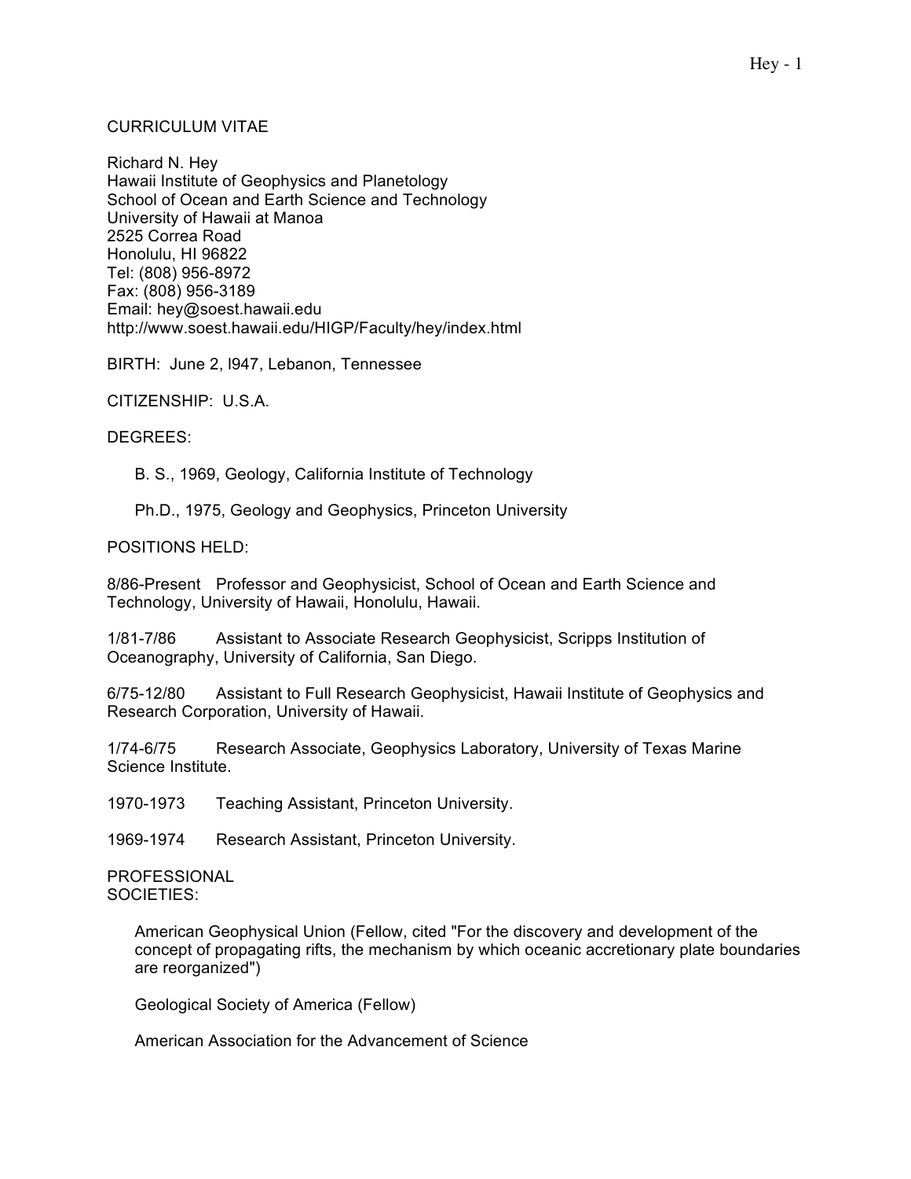# CURRICULUM VITAE

Richard N. Hey
Hawaii Institute of Geophysics and Planetology
School of Ocean and Earth Science and Technology
University of Hawaii at Manoa
2525 Correa Road
Honolulu, HI 96822
Tel: (808) 956-8972
Fax: (808) 956-3189
Email: hey@soest.hawaii.edu
http://www.soest.hawaii.edu/HIGP/Faculty/hey/index.html

BIRTH: June 2, l947, Lebanon, Tennessee

CITIZENSHIP: U.S.A.

DEGREES:

- B. S., 1969, Geology, California Institute of Technology
- Ph.D., 1975, Geology and Geophysics, Princeton University

POSITIONS HELD:

8/86-Present Professor and Geophysicist, School of Ocean and Earth Science and Technology, University of Hawaii, Honolulu, Hawaii.

1/81-7/86 Assistant to Associate Research Geophysicist, Scripps Institution of Oceanography, University of California, San Diego.

6/75-12/80 Assistant to Full Research Geophysicist, Hawaii Institute of Geophysics and Research Corporation, University of Hawaii.

1/74-6/75 Research Associate, Geophysics Laboratory, University of Texas Marine Science Institute.

1970-1973 Teaching Assistant, Princeton University.

1969-1974 Research Assistant, Princeton University.

PROFESSIONAL SOCIETIES:

- American Geophysical Union (Fellow, cited "For the discovery and development of the concept of propagating rifts, the mechanism by which oceanic accretionary plate boundaries are reorganized")
- Geological Society of America (Fellow)
- American Association for the Advancement of Science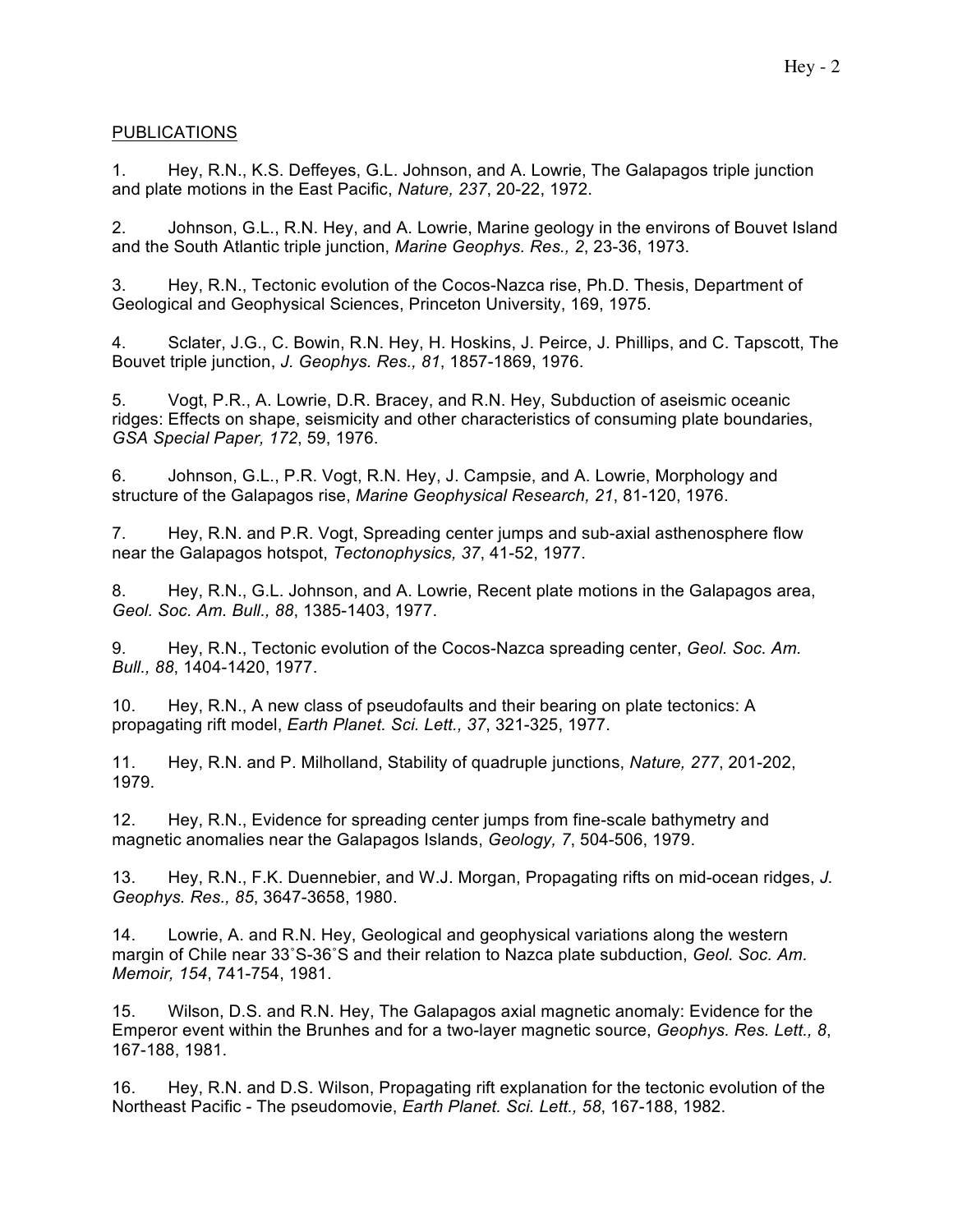PUBLICATIONS

1. Hey, R.N., K.S. Deffeyes, G.L. Johnson, and A. Lowrie, The Galapagos triple junction and plate motions in the East Pacific, *Nature, 237*, 20-22, 1972.

2. Johnson, G.L., R.N. Hey, and A. Lowrie, Marine geology in the environs of Bouvet Island and the South Atlantic triple junction, *Marine Geophys. Res., 2*, 23-36, 1973.

3. Hey, R.N., Tectonic evolution of the Cocos-Nazca rise, Ph.D. Thesis, Department of Geological and Geophysical Sciences, Princeton University, 169, 1975.

4. Sclater, J.G., C. Bowin, R.N. Hey, H. Hoskins, J. Peirce, J. Phillips, and C. Tapscott, The Bouvet triple junction, *J. Geophys. Res., 81*, 1857-1869, 1976.

5. Vogt, P.R., A. Lowrie, D.R. Bracey, and R.N. Hey, Subduction of aseismic oceanic ridges: Effects on shape, seismicity and other characteristics of consuming plate boundaries, *GSA Special Paper, 172*, 59, 1976.

6. Johnson, G.L., P.R. Vogt, R.N. Hey, J. Campsie, and A. Lowrie, Morphology and structure of the Galapagos rise, *Marine Geophysical Research, 21*, 81-120, 1976.

7. Hey, R.N. and P.R. Vogt, Spreading center jumps and sub-axial asthenosphere flow near the Galapagos hotspot, *Tectonophysics, 37*, 41-52, 1977.

8. Hey, R.N., G.L. Johnson, and A. Lowrie, Recent plate motions in the Galapagos area, *Geol. Soc. Am. Bull., 88*, 1385-1403, 1977.

9. Hey, R.N., Tectonic evolution of the Cocos-Nazca spreading center, *Geol. Soc. Am. Bull., 88*, 1404-1420, 1977.

10. Hey, R.N., A new class of pseudofaults and their bearing on plate tectonics: A propagating rift model, *Earth Planet. Sci. Lett., 37*, 321-325, 1977.

11. Hey, R.N. and P. Milholland, Stability of quadruple junctions, *Nature, 277*, 201-202, 1979.

12. Hey, R.N., Evidence for spreading center jumps from fine-scale bathymetry and magnetic anomalies near the Galapagos Islands, *Geology, 7*, 504-506, 1979.

13. Hey, R.N., F.K. Duennebier, and W.J. Morgan, Propagating rifts on mid-ocean ridges, *J. Geophys. Res., 85*, 3647-3658, 1980.

14. Lowrie, A. and R.N. Hey, Geological and geophysical variations along the western margin of Chile near 33˚S-36˚S and their relation to Nazca plate subduction, *Geol. Soc. Am. Memoir, 154*, 741-754, 1981.

15. Wilson, D.S. and R.N. Hey, The Galapagos axial magnetic anomaly: Evidence for the Emperor event within the Brunhes and for a two-layer magnetic source, *Geophys. Res. Lett., 8*, 167-188, 1981.

16. Hey, R.N. and D.S. Wilson, Propagating rift explanation for the tectonic evolution of the Northeast Pacific - The pseudomovie, *Earth Planet. Sci. Lett., 58*, 167-188, 1982.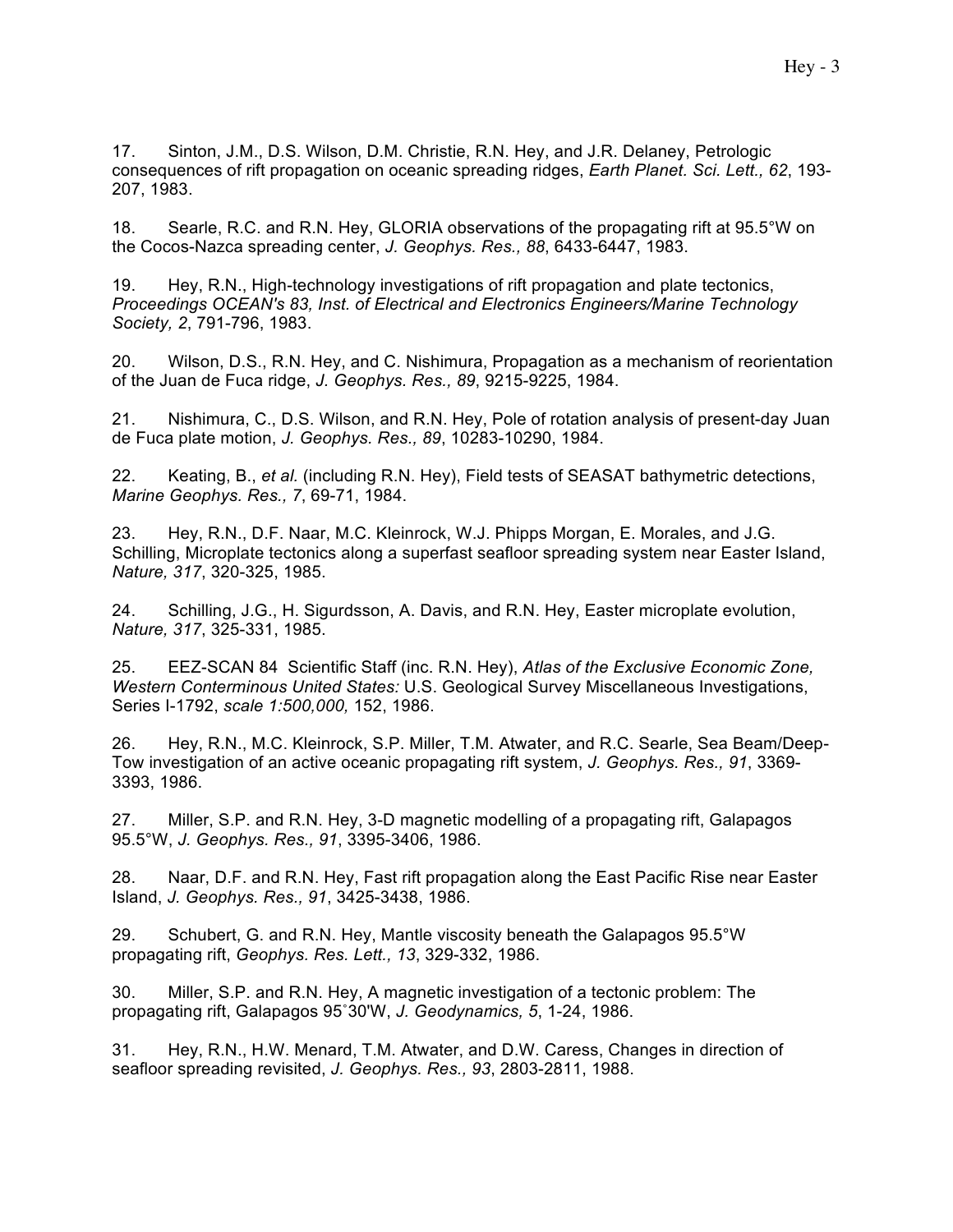17. Sinton, J.M., D.S. Wilson, D.M. Christie, R.N. Hey, and J.R. Delaney, Petrologic consequences of rift propagation on oceanic spreading ridges, *Earth Planet. Sci. Lett., 62*, 193-207, 1983.

18. Searle, R.C. and R.N. Hey, GLORIA observations of the propagating rift at 95.5°W on the Cocos-Nazca spreading center, *J. Geophys. Res., 88*, 6433-6447, 1983.

19. Hey, R.N., High-technology investigations of rift propagation and plate tectonics, *Proceedings OCEAN's 83, Inst. of Electrical and Electronics Engineers/Marine Technology Society, 2*, 791-796, 1983.

20. Wilson, D.S., R.N. Hey, and C. Nishimura, Propagation as a mechanism of reorientation of the Juan de Fuca ridge, *J. Geophys. Res., 89*, 9215-9225, 1984.

21. Nishimura, C., D.S. Wilson, and R.N. Hey, Pole of rotation analysis of present-day Juan de Fuca plate motion, *J. Geophys. Res., 89*, 10283-10290, 1984.

22. Keating, B., *et al.* (including R.N. Hey), Field tests of SEASAT bathymetric detections, *Marine Geophys. Res., 7*, 69-71, 1984.

23. Hey, R.N., D.F. Naar, M.C. Kleinrock, W.J. Phipps Morgan, E. Morales, and J.G. Schilling, Microplate tectonics along a superfast seafloor spreading system near Easter Island, *Nature, 317*, 320-325, 1985.

24. Schilling, J.G., H. Sigurdsson, A. Davis, and R.N. Hey, Easter microplate evolution, *Nature, 317*, 325-331, 1985.

25. EEZ-SCAN 84 Scientific Staff (inc. R.N. Hey), *Atlas of the Exclusive Economic Zone, Western Conterminous United States:* U.S. Geological Survey Miscellaneous Investigations, Series I-1792, *scale 1:500,000,* 152, 1986.

26. Hey, R.N., M.C. Kleinrock, S.P. Miller, T.M. Atwater, and R.C. Searle, Sea Beam/Deep-Tow investigation of an active oceanic propagating rift system, *J. Geophys. Res., 91*, 3369-3393, 1986.

27. Miller, S.P. and R.N. Hey, 3-D magnetic modelling of a propagating rift, Galapagos 95.5°W, *J. Geophys. Res., 91*, 3395-3406, 1986.

28. Naar, D.F. and R.N. Hey, Fast rift propagation along the East Pacific Rise near Easter Island, *J. Geophys. Res., 91*, 3425-3438, 1986.

29. Schubert, G. and R.N. Hey, Mantle viscosity beneath the Galapagos 95.5°W propagating rift, *Geophys. Res. Lett., 13*, 329-332, 1986.

30. Miller, S.P. and R.N. Hey, A magnetic investigation of a tectonic problem: The propagating rift, Galapagos 95˚30'W, *J. Geodynamics, 5*, 1-24, 1986.

31. Hey, R.N., H.W. Menard, T.M. Atwater, and D.W. Caress, Changes in direction of seafloor spreading revisited, *J. Geophys. Res., 93*, 2803-2811, 1988.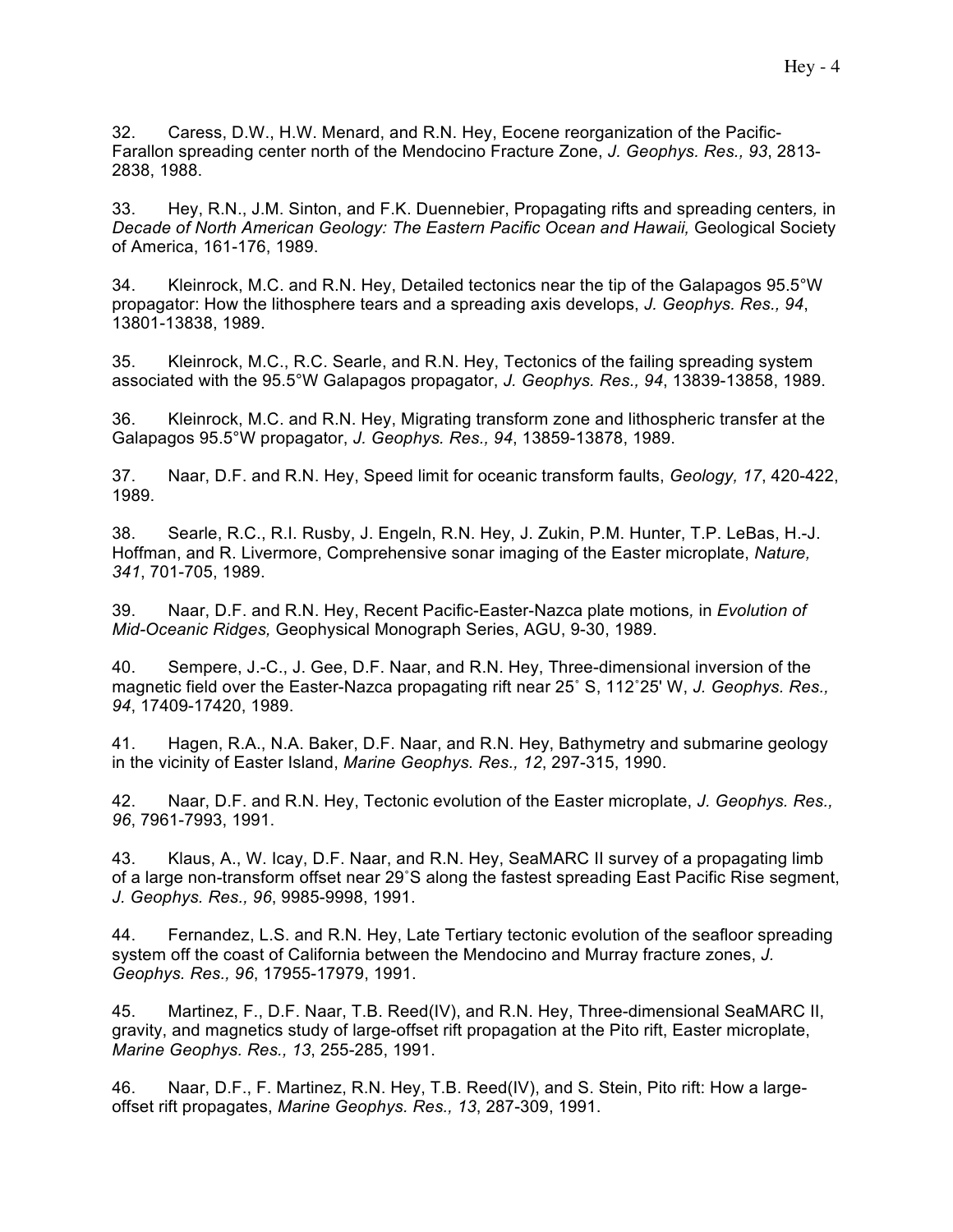32. Caress, D.W., H.W. Menard, and R.N. Hey, Eocene reorganization of the Pacific-Farallon spreading center north of the Mendocino Fracture Zone, *J. Geophys. Res., 93*, 2813-2838, 1988.

33. Hey, R.N., J.M. Sinton, and F.K. Duennebier, Propagating rifts and spreading centers, in *Decade of North American Geology: The Eastern Pacific Ocean and Hawaii,* Geological Society of America, 161-176, 1989.

34. Kleinrock, M.C. and R.N. Hey, Detailed tectonics near the tip of the Galapagos 95.5°W propagator: How the lithosphere tears and a spreading axis develops, *J. Geophys. Res., 94*, 13801-13838, 1989.

35. Kleinrock, M.C., R.C. Searle, and R.N. Hey, Tectonics of the failing spreading system associated with the 95.5°W Galapagos propagator, *J. Geophys. Res., 94*, 13839-13858, 1989.

36. Kleinrock, M.C. and R.N. Hey, Migrating transform zone and lithospheric transfer at the Galapagos 95.5°W propagator, *J. Geophys. Res., 94*, 13859-13878, 1989.

37. Naar, D.F. and R.N. Hey, Speed limit for oceanic transform faults, *Geology, 17*, 420-422, 1989.

38. Searle, R.C., R.I. Rusby, J. Engeln, R.N. Hey, J. Zukin, P.M. Hunter, T.P. LeBas, H.-J. Hoffman, and R. Livermore, Comprehensive sonar imaging of the Easter microplate, *Nature, 341*, 701-705, 1989.

39. Naar, D.F. and R.N. Hey, Recent Pacific-Easter-Nazca plate motions, in *Evolution of Mid-Oceanic Ridges,* Geophysical Monograph Series, AGU, 9-30, 1989.

40. Sempere, J.-C., J. Gee, D.F. Naar, and R.N. Hey, Three-dimensional inversion of the magnetic field over the Easter-Nazca propagating rift near 25˚ S, 112˚25' W, *J. Geophys. Res., 94*, 17409-17420, 1989.

41. Hagen, R.A., N.A. Baker, D.F. Naar, and R.N. Hey, Bathymetry and submarine geology in the vicinity of Easter Island, *Marine Geophys. Res., 12*, 297-315, 1990.

42. Naar, D.F. and R.N. Hey, Tectonic evolution of the Easter microplate, *J. Geophys. Res., 96*, 7961-7993, 1991.

43. Klaus, A., W. Icay, D.F. Naar, and R.N. Hey, SeaMARC II survey of a propagating limb of a large non-transform offset near 29˚S along the fastest spreading East Pacific Rise segment, *J. Geophys. Res., 96*, 9985-9998, 1991.

44. Fernandez, L.S. and R.N. Hey, Late Tertiary tectonic evolution of the seafloor spreading system off the coast of California between the Mendocino and Murray fracture zones, *J. Geophys. Res., 96*, 17955-17979, 1991.

45. Martinez, F., D.F. Naar, T.B. Reed(IV), and R.N. Hey, Three-dimensional SeaMARC II, gravity, and magnetics study of large-offset rift propagation at the Pito rift, Easter microplate, *Marine Geophys. Res., 13*, 255-285, 1991.

46. Naar, D.F., F. Martinez, R.N. Hey, T.B. Reed(IV), and S. Stein, Pito rift: How a large-offset rift propagates, *Marine Geophys. Res., 13*, 287-309, 1991.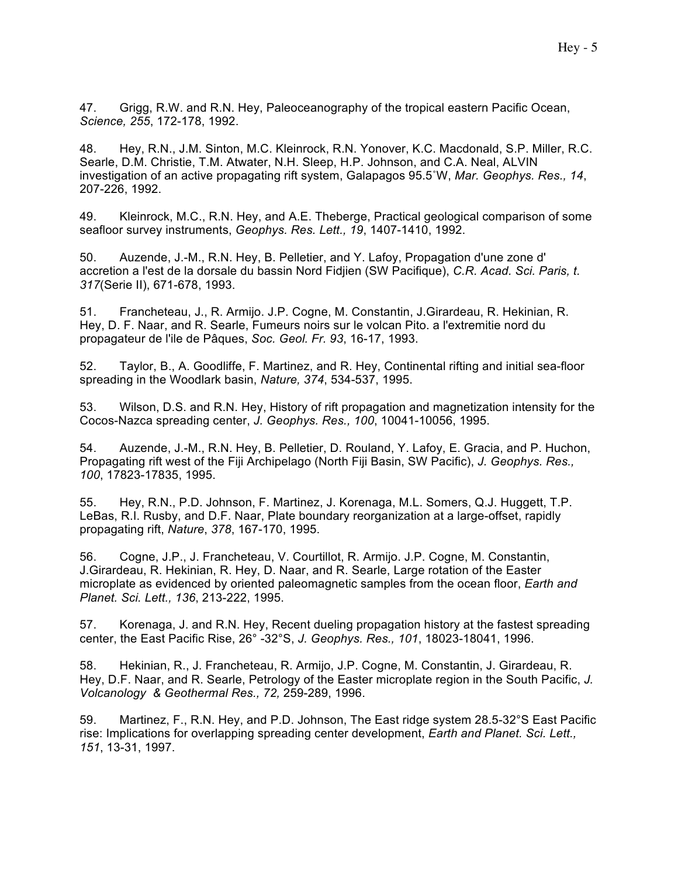47. Grigg, R.W. and R.N. Hey, Paleoceanography of the tropical eastern Pacific Ocean, *Science, 255*, 172-178, 1992.

48. Hey, R.N., J.M. Sinton, M.C. Kleinrock, R.N. Yonover, K.C. Macdonald, S.P. Miller, R.C. Searle, D.M. Christie, T.M. Atwater, N.H. Sleep, H.P. Johnson, and C.A. Neal, ALVIN investigation of an active propagating rift system, Galapagos 95.5˚W, *Mar. Geophys. Res., 14*, 207-226, 1992.

49. Kleinrock, M.C., R.N. Hey, and A.E. Theberge, Practical geological comparison of some seafloor survey instruments, *Geophys. Res. Lett., 19*, 1407-1410, 1992.

50. Auzende, J.-M., R.N. Hey, B. Pelletier, and Y. Lafoy, Propagation d'une zone d' accretion a l'est de la dorsale du bassin Nord Fidjien (SW Pacifique), *C.R. Acad. Sci. Paris, t. 317*(Serie II), 671-678, 1993.

51. Francheteau, J., R. Armijo. J.P. Cogne, M. Constantin, J.Girardeau, R. Hekinian, R. Hey, D. F. Naar, and R. Searle, Fumeurs noirs sur le volcan Pito. a l'extremitie nord du propagateur de l'ile de Pâques, *Soc. Geol. Fr. 93*, 16-17, 1993.

52. Taylor, B., A. Goodliffe, F. Martinez, and R. Hey, Continental rifting and initial sea-floor spreading in the Woodlark basin, *Nature, 374*, 534-537, 1995.

53. Wilson, D.S. and R.N. Hey, History of rift propagation and magnetization intensity for the Cocos-Nazca spreading center, *J. Geophys. Res., 100*, 10041-10056, 1995.

54. Auzende, J.-M., R.N. Hey, B. Pelletier, D. Rouland, Y. Lafoy, E. Gracia, and P. Huchon, Propagating rift west of the Fiji Archipelago (North Fiji Basin, SW Pacific), *J. Geophys. Res., 100*, 17823-17835, 1995.

55. Hey, R.N., P.D. Johnson, F. Martinez, J. Korenaga, M.L. Somers, Q.J. Huggett, T.P. LeBas, R.I. Rusby, and D.F. Naar, Plate boundary reorganization at a large-offset, rapidly propagating rift, *Nature*, *378*, 167-170, 1995.

56. Cogne, J.P., J. Francheteau, V. Courtillot, R. Armijo. J.P. Cogne, M. Constantin, J.Girardeau, R. Hekinian, R. Hey, D. Naar, and R. Searle, Large rotation of the Easter microplate as evidenced by oriented paleomagnetic samples from the ocean floor, *Earth and Planet. Sci. Lett., 136*, 213-222, 1995.

57. Korenaga, J. and R.N. Hey, Recent dueling propagation history at the fastest spreading center, the East Pacific Rise, 26° -32°S, *J. Geophys. Res., 101*, 18023-18041, 1996.

58. Hekinian, R., J. Francheteau, R. Armijo, J.P. Cogne, M. Constantin, J. Girardeau, R. Hey, D.F. Naar, and R. Searle, Petrology of the Easter microplate region in the South Pacific, *J. Volcanology & Geothermal Res., 72,* 259-289, 1996.

59. Martinez, F., R.N. Hey, and P.D. Johnson, The East ridge system 28.5-32°S East Pacific rise: Implications for overlapping spreading center development, *Earth and Planet. Sci. Lett., 151*, 13-31, 1997.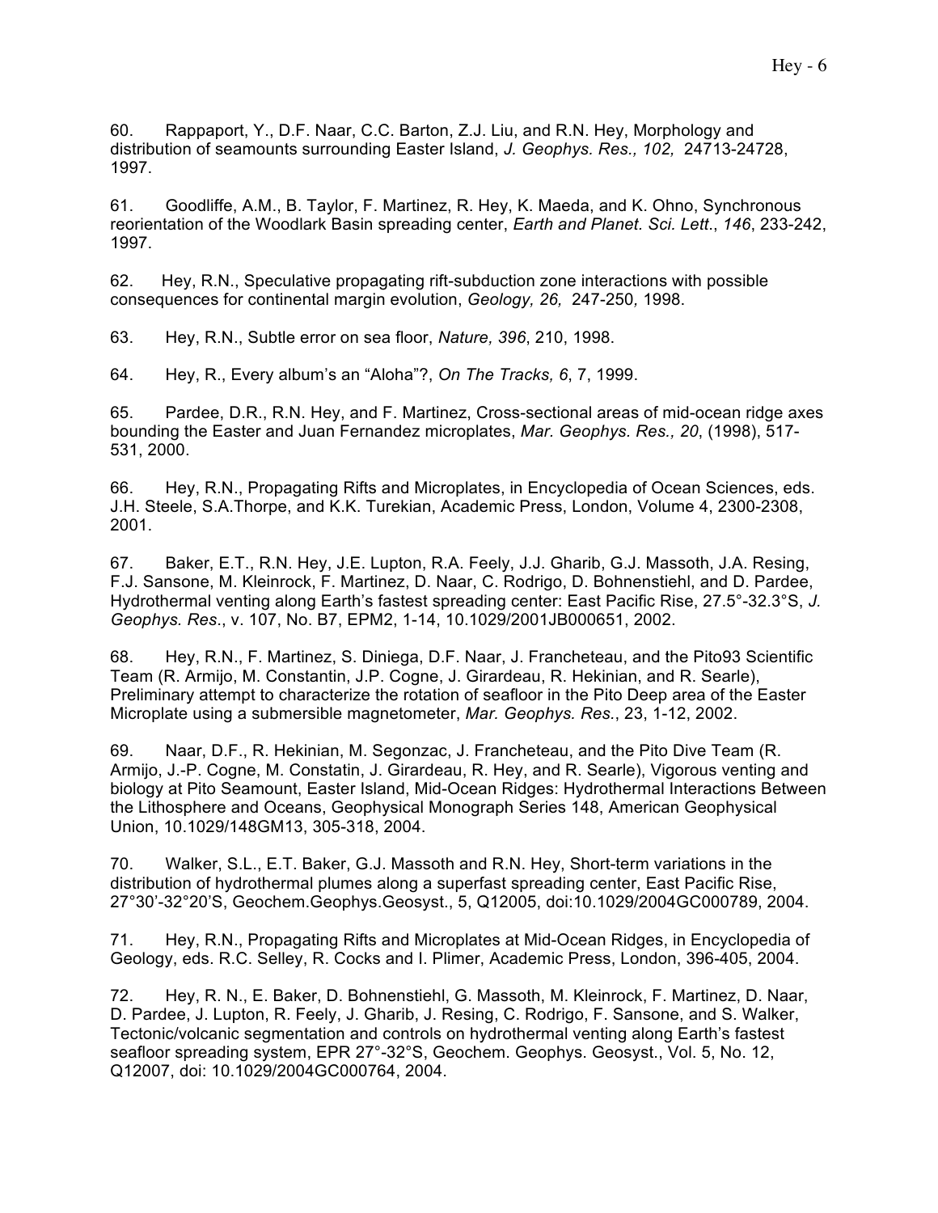60. Rappaport, Y., D.F. Naar, C.C. Barton, Z.J. Liu, and R.N. Hey, Morphology and distribution of seamounts surrounding Easter Island, *J. Geophys. Res., 102,* 24713-24728, 1997.

61. Goodliffe, A.M., B. Taylor, F. Martinez, R. Hey, K. Maeda, and K. Ohno, Synchronous reorientation of the Woodlark Basin spreading center, *Earth and Planet. Sci. Lett.*, *146*, 233-242, 1997.

62. Hey, R.N., Speculative propagating rift-subduction zone interactions with possible consequences for continental margin evolution, *Geology, 26,* 247-250*,* 1998.

63. Hey, R.N., Subtle error on sea floor, *Nature, 396*, 210, 1998.

64. Hey, R., Every album's an "Aloha"?, *On The Tracks, 6*, 7, 1999.

65. Pardee, D.R., R.N. Hey, and F. Martinez, Cross-sectional areas of mid-ocean ridge axes bounding the Easter and Juan Fernandez microplates, *Mar. Geophys. Res., 20*, (1998), 517-531, 2000.

66. Hey, R.N., Propagating Rifts and Microplates, in Encyclopedia of Ocean Sciences, eds. J.H. Steele, S.A.Thorpe, and K.K. Turekian, Academic Press, London, Volume 4, 2300-2308, 2001.

67. Baker, E.T., R.N. Hey, J.E. Lupton, R.A. Feely, J.J. Gharib, G.J. Massoth, J.A. Resing, F.J. Sansone, M. Kleinrock, F. Martinez, D. Naar, C. Rodrigo, D. Bohnenstiehl, and D. Pardee, Hydrothermal venting along Earth's fastest spreading center: East Pacific Rise, 27.5°-32.3°S, *J. Geophys. Res*., v. 107, No. B7, EPM2, 1-14, 10.1029/2001JB000651, 2002.

68. Hey, R.N., F. Martinez, S. Diniega, D.F. Naar, J. Francheteau, and the Pito93 Scientific Team (R. Armijo, M. Constantin, J.P. Cogne, J. Girardeau, R. Hekinian, and R. Searle), Preliminary attempt to characterize the rotation of seafloor in the Pito Deep area of the Easter Microplate using a submersible magnetometer, *Mar. Geophys. Res.*, 23, 1-12, 2002.

69. Naar, D.F., R. Hekinian, M. Segonzac, J. Francheteau, and the Pito Dive Team (R. Armijo, J.-P. Cogne, M. Constatin, J. Girardeau, R. Hey, and R. Searle), Vigorous venting and biology at Pito Seamount, Easter Island, Mid-Ocean Ridges: Hydrothermal Interactions Between the Lithosphere and Oceans, Geophysical Monograph Series 148, American Geophysical Union, 10.1029/148GM13, 305-318, 2004.

70. Walker, S.L., E.T. Baker, G.J. Massoth and R.N. Hey, Short-term variations in the distribution of hydrothermal plumes along a superfast spreading center, East Pacific Rise, 27°30'-32°20'S, Geochem.Geophys.Geosyst., 5, Q12005, doi:10.1029/2004GC000789, 2004.

71. Hey, R.N., Propagating Rifts and Microplates at Mid-Ocean Ridges, in Encyclopedia of Geology, eds. R.C. Selley, R. Cocks and I. Plimer, Academic Press, London, 396-405, 2004.

72. Hey, R. N., E. Baker, D. Bohnenstiehl, G. Massoth, M. Kleinrock, F. Martinez, D. Naar, D. Pardee, J. Lupton, R. Feely, J. Gharib, J. Resing, C. Rodrigo, F. Sansone, and S. Walker, Tectonic/volcanic segmentation and controls on hydrothermal venting along Earth's fastest seafloor spreading system, EPR 27°-32°S, Geochem. Geophys. Geosyst., Vol. 5, No. 12, Q12007, doi: 10.1029/2004GC000764, 2004.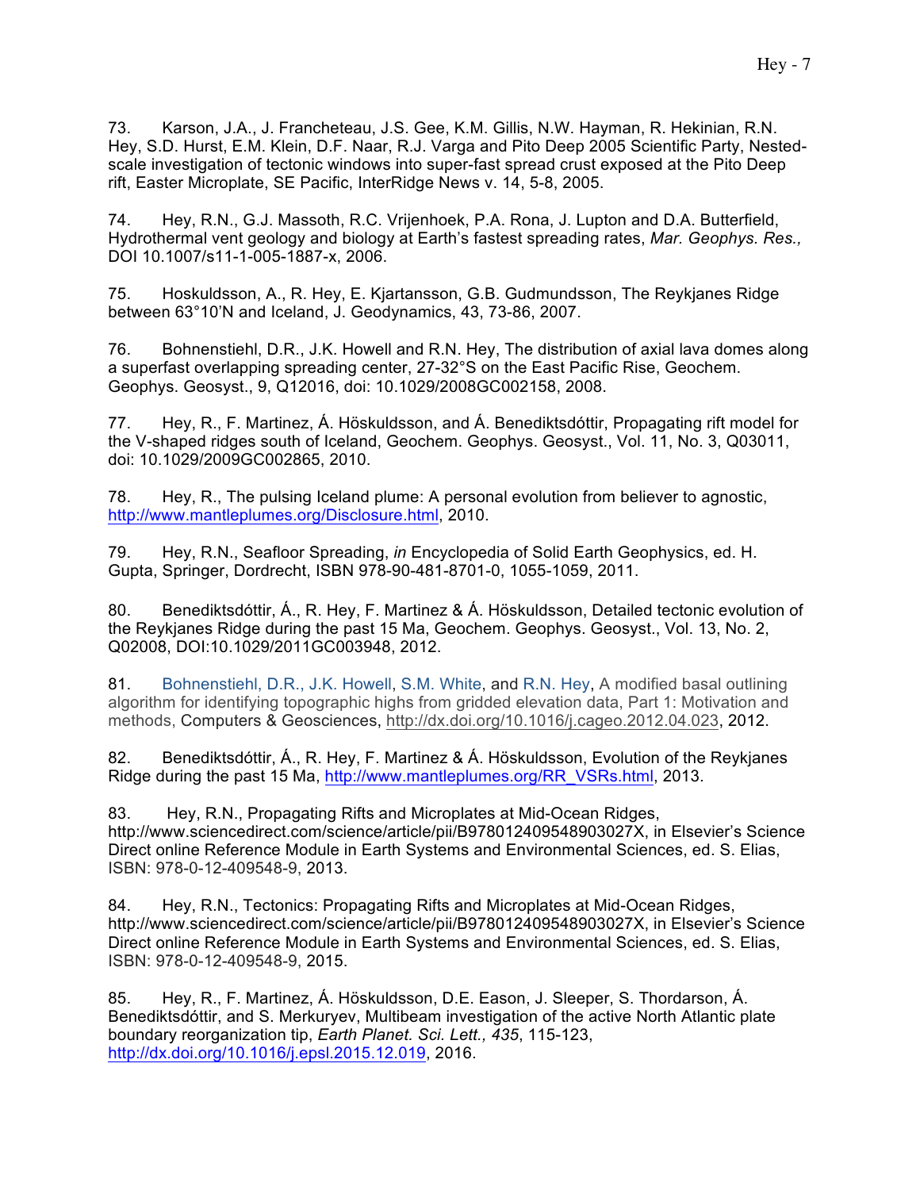73. Karson, J.A., J. Francheteau, J.S. Gee, K.M. Gillis, N.W. Hayman, R. Hekinian, R.N. Hey, S.D. Hurst, E.M. Klein, D.F. Naar, R.J. Varga and Pito Deep 2005 Scientific Party, Nested-scale investigation of tectonic windows into super-fast spread crust exposed at the Pito Deep rift, Easter Microplate, SE Pacific, InterRidge News v. 14, 5-8, 2005.

74. Hey, R.N., G.J. Massoth, R.C. Vrijenhoek, P.A. Rona, J. Lupton and D.A. Butterfield, Hydrothermal vent geology and biology at Earth's fastest spreading rates, *Mar. Geophys. Res.,* DOI 10.1007/s11-1-005-1887-x, 2006.

75. Hoskuldsson, A., R. Hey, E. Kjartansson, G.B. Gudmundsson, The Reykjanes Ridge between 63°10'N and Iceland, J. Geodynamics, 43, 73-86, 2007.

76. Bohnenstiehl, D.R., J.K. Howell and R.N. Hey, The distribution of axial lava domes along a superfast overlapping spreading center, 27-32°S on the East Pacific Rise, Geochem. Geophys. Geosyst., 9, Q12016, doi: 10.1029/2008GC002158, 2008.

77. Hey, R., F. Martinez, Á. Höskuldsson, and Á. Benediktsdóttir, Propagating rift model for the V-shaped ridges south of Iceland, Geochem. Geophys. Geosyst., Vol. 11, No. 3, Q03011, doi: 10.1029/2009GC002865, 2010.

78. Hey, R., The pulsing Iceland plume: A personal evolution from believer to agnostic, http://www.mantleplumes.org/Disclosure.html, 2010.

79. Hey, R.N., Seafloor Spreading, *in* Encyclopedia of Solid Earth Geophysics, ed. H. Gupta, Springer, Dordrecht, ISBN 978-90-481-8701-0, 1055-1059, 2011.

80. Benediktsdóttir, Á., R. Hey, F. Martinez & Á. Höskuldsson, Detailed tectonic evolution of the Reykjanes Ridge during the past 15 Ma, Geochem. Geophys. Geosyst., Vol. 13, No. 2, Q02008, DOI:10.1029/2011GC003948, 2012.

81. Bohnenstiehl, D.R., J.K. Howell, S.M. White, and R.N. Hey, A modified basal outlining algorithm for identifying topographic highs from gridded elevation data, Part 1: Motivation and methods, Computers & Geosciences, http://dx.doi.org/10.1016/j.cageo.2012.04.023, 2012.

82. Benediktsdóttir, Á., R. Hey, F. Martinez & Á. Höskuldsson, Evolution of the Reykjanes Ridge during the past 15 Ma, http://www.mantleplumes.org/RR_VSRs.html, 2013.

83. Hey, R.N., Propagating Rifts and Microplates at Mid-Ocean Ridges, http://www.sciencedirect.com/science/article/pii/B978012409548903027X, in Elsevier's Science Direct online Reference Module in Earth Systems and Environmental Sciences, ed. S. Elias, ISBN: 978-0-12-409548-9, 2013.

84. Hey, R.N., Tectonics: Propagating Rifts and Microplates at Mid-Ocean Ridges, http://www.sciencedirect.com/science/article/pii/B978012409548903027X, in Elsevier's Science Direct online Reference Module in Earth Systems and Environmental Sciences, ed. S. Elias, ISBN: 978-0-12-409548-9, 2015.

85. Hey, R., F. Martinez, Á. Höskuldsson, D.E. Eason, J. Sleeper, S. Thordarson, Á. Benediktsdóttir, and S. Merkuryev, Multibeam investigation of the active North Atlantic plate boundary reorganization tip, *Earth Planet. Sci. Lett., 435*, 115-123, http://dx.doi.org/10.1016/j.epsl.2015.12.019, 2016.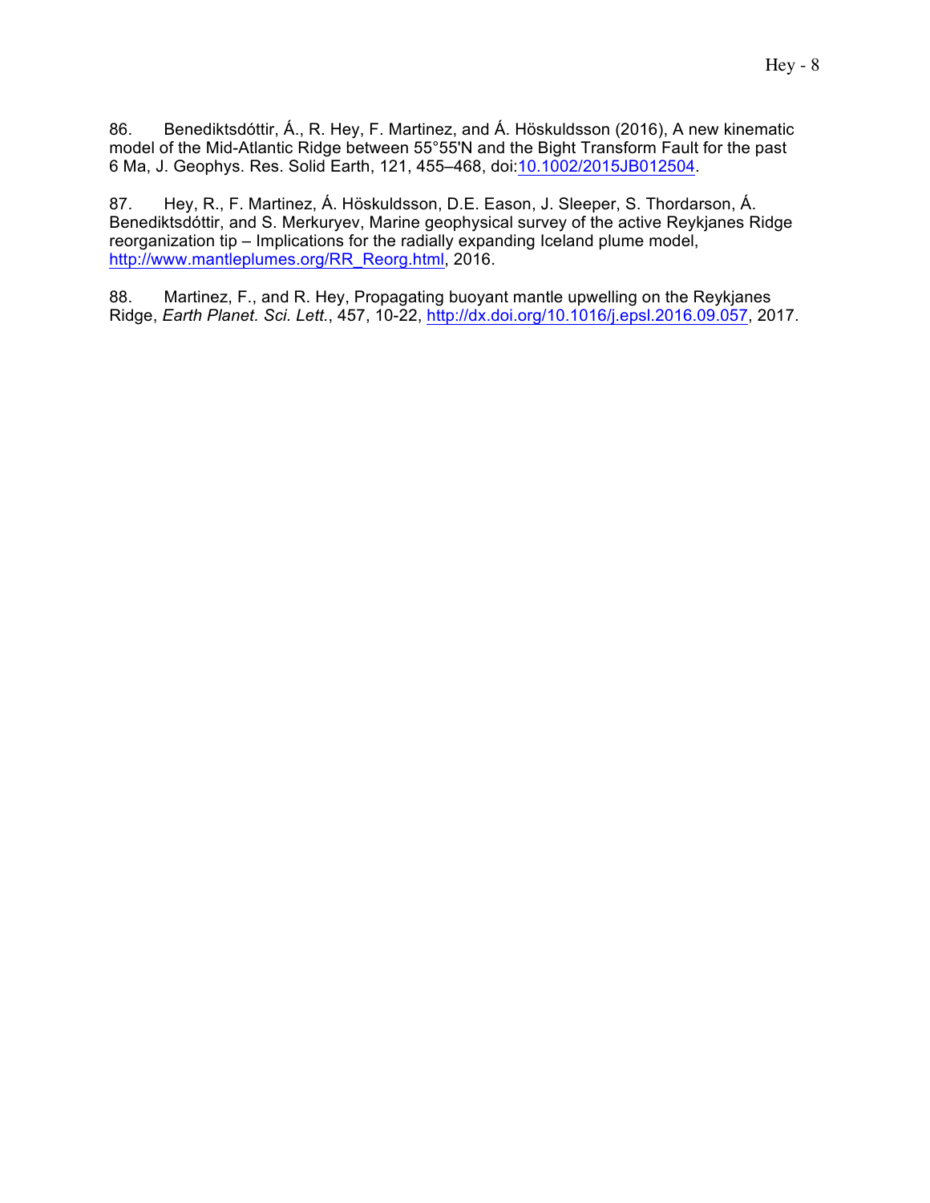86. Benediktsdóttir, Á., R. Hey, F. Martinez, and Á. Höskuldsson (2016), A new kinematic model of the Mid-Atlantic Ridge between 55°55'N and the Bight Transform Fault for the past 6 Ma, J. Geophys. Res. Solid Earth, 121, 455–468, doi:10.1002/2015JB012504.

87. Hey, R., F. Martinez, Á. Höskuldsson, D.E. Eason, J. Sleeper, S. Thordarson, Á. Benediktsdóttir, and S. Merkuryev, Marine geophysical survey of the active Reykjanes Ridge reorganization tip – Implications for the radially expanding Iceland plume model, http://www.mantleplumes.org/RR_Reorg.html, 2016.

88. Martinez, F., and R. Hey, Propagating buoyant mantle upwelling on the Reykjanes Ridge, *Earth Planet. Sci. Lett.*, 457, 10-22, http://dx.doi.org/10.1016/j.epsl.2016.09.057, 2017.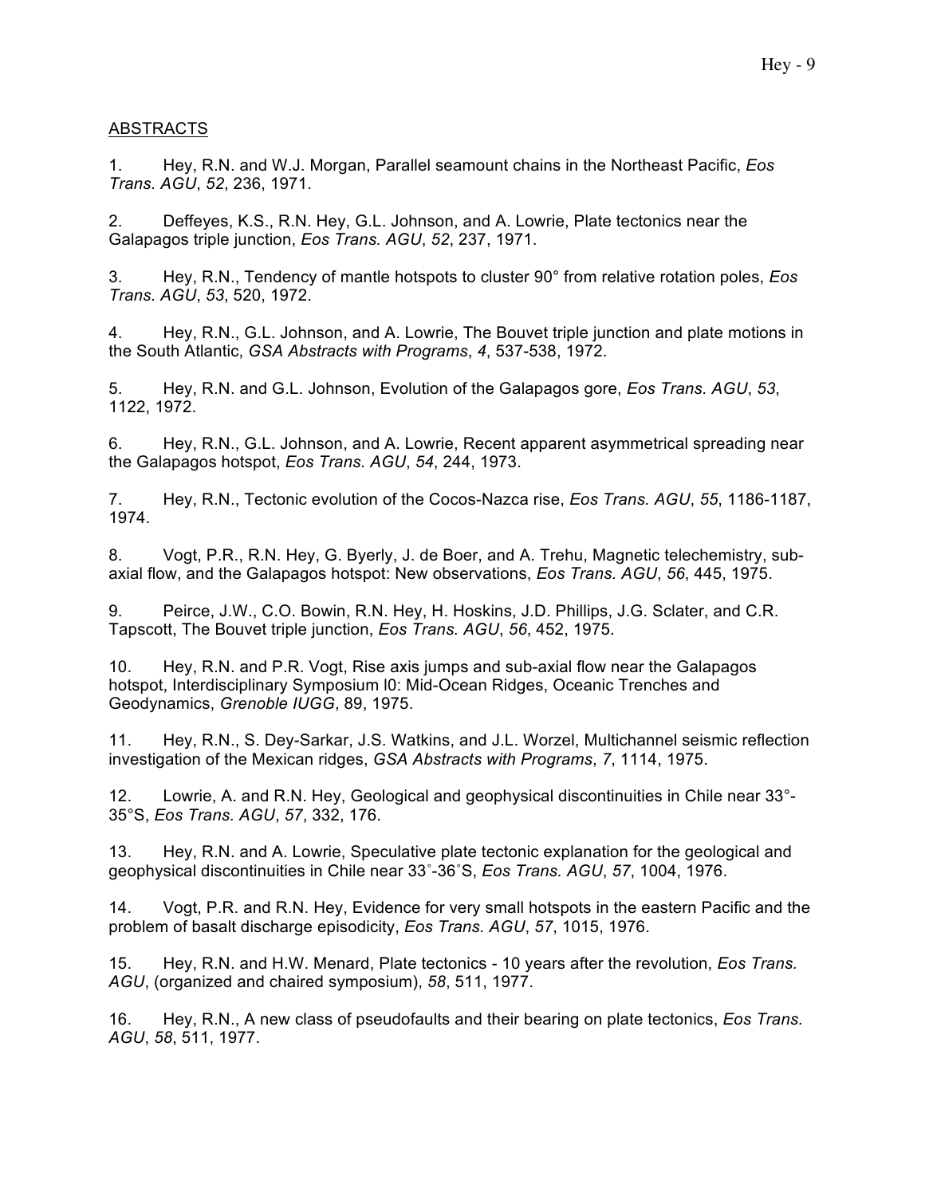ABSTRACTS

1. Hey, R.N. and W.J. Morgan, Parallel seamount chains in the Northeast Pacific, *Eos Trans. AGU*, *52*, 236, 1971.

2. Deffeyes, K.S., R.N. Hey, G.L. Johnson, and A. Lowrie, Plate tectonics near the Galapagos triple junction, *Eos Trans. AGU*, *52*, 237, 1971.

3. Hey, R.N., Tendency of mantle hotspots to cluster 90° from relative rotation poles, *Eos Trans. AGU*, *53*, 520, 1972.

4. Hey, R.N., G.L. Johnson, and A. Lowrie, The Bouvet triple junction and plate motions in the South Atlantic, *GSA Abstracts with Programs*, *4*, 537-538, 1972.

5. Hey, R.N. and G.L. Johnson, Evolution of the Galapagos gore, *Eos Trans. AGU*, *53*, 1122, 1972.

6. Hey, R.N., G.L. Johnson, and A. Lowrie, Recent apparent asymmetrical spreading near the Galapagos hotspot, *Eos Trans. AGU*, *54*, 244, 1973.

7. Hey, R.N., Tectonic evolution of the Cocos-Nazca rise, *Eos Trans. AGU*, *55*, 1186-1187, 1974.

8. Vogt, P.R., R.N. Hey, G. Byerly, J. de Boer, and A. Trehu, Magnetic telechemistry, sub-axial flow, and the Galapagos hotspot: New observations, *Eos Trans. AGU*, *56*, 445, 1975.

9. Peirce, J.W., C.O. Bowin, R.N. Hey, H. Hoskins, J.D. Phillips, J.G. Sclater, and C.R. Tapscott, The Bouvet triple junction, *Eos Trans. AGU*, *56*, 452, 1975.

10. Hey, R.N. and P.R. Vogt, Rise axis jumps and sub-axial flow near the Galapagos hotspot, Interdisciplinary Symposium I0: Mid-Ocean Ridges, Oceanic Trenches and Geodynamics, *Grenoble IUGG*, 89, 1975.

11. Hey, R.N., S. Dey-Sarkar, J.S. Watkins, and J.L. Worzel, Multichannel seismic reflection investigation of the Mexican ridges, *GSA Abstracts with Programs*, *7*, 1114, 1975.

12. Lowrie, A. and R.N. Hey, Geological and geophysical discontinuities in Chile near 33°-35°S, *Eos Trans. AGU*, *57*, 332, 176.

13. Hey, R.N. and A. Lowrie, Speculative plate tectonic explanation for the geological and geophysical discontinuities in Chile near 33˚-36˚S, *Eos Trans. AGU*, *57*, 1004, 1976.

14. Vogt, P.R. and R.N. Hey, Evidence for very small hotspots in the eastern Pacific and the problem of basalt discharge episodicity, *Eos Trans. AGU*, *57*, 1015, 1976.

15. Hey, R.N. and H.W. Menard, Plate tectonics - 10 years after the revolution, *Eos Trans. AGU*, (organized and chaired symposium), *58*, 511, 1977.

16. Hey, R.N., A new class of pseudofaults and their bearing on plate tectonics, *Eos Trans. AGU*, *58*, 511, 1977.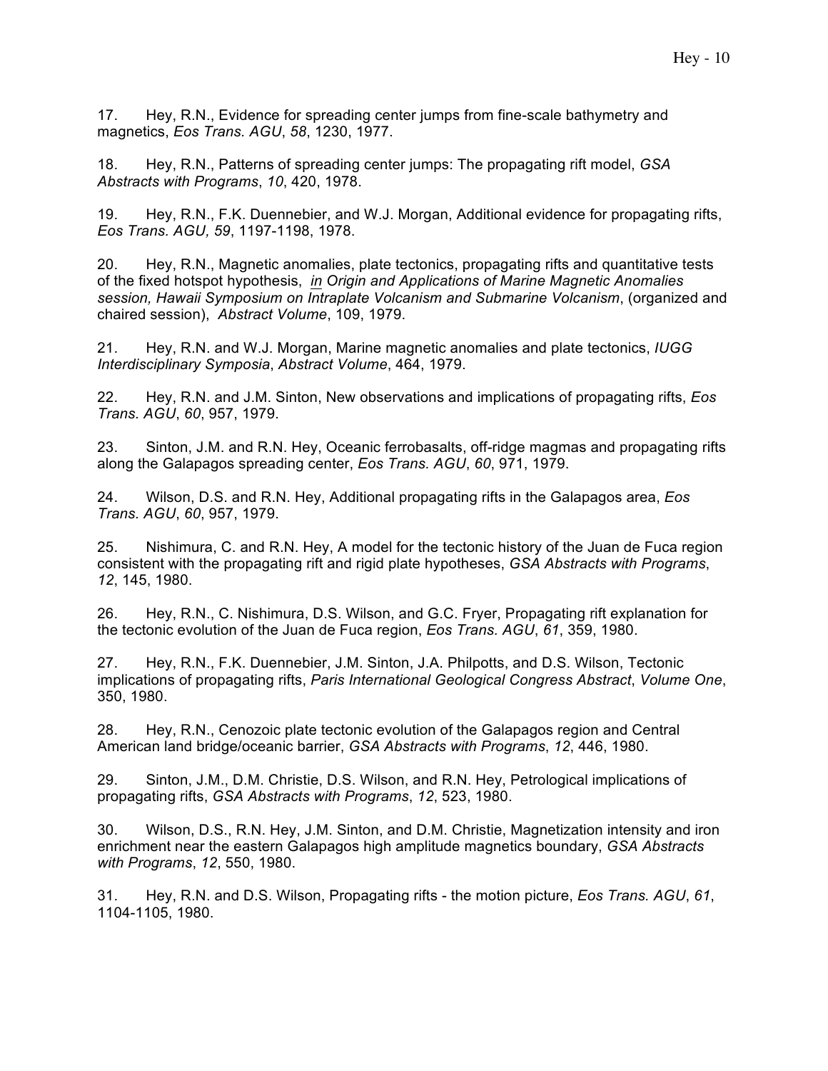17. Hey, R.N., Evidence for spreading center jumps from fine-scale bathymetry and magnetics, *Eos Trans. AGU*, *58*, 1230, 1977.

18. Hey, R.N., Patterns of spreading center jumps: The propagating rift model, *GSA Abstracts with Programs*, *10*, 420, 1978.

19. Hey, R.N., F.K. Duennebier, and W.J. Morgan, Additional evidence for propagating rifts, *Eos Trans. AGU, 59*, 1197-1198, 1978.

20. Hey, R.N., Magnetic anomalies, plate tectonics, propagating rifts and quantitative tests of the fixed hotspot hypothesis, *in Origin and Applications of Marine Magnetic Anomalies session, Hawaii Symposium on Intraplate Volcanism and Submarine Volcanism*, (organized and chaired session), *Abstract Volume*, 109, 1979.

21. Hey, R.N. and W.J. Morgan, Marine magnetic anomalies and plate tectonics, *IUGG Interdisciplinary Symposia*, *Abstract Volume*, 464, 1979.

22. Hey, R.N. and J.M. Sinton, New observations and implications of propagating rifts, *Eos Trans. AGU*, *60*, 957, 1979.

23. Sinton, J.M. and R.N. Hey, Oceanic ferrobasalts, off-ridge magmas and propagating rifts along the Galapagos spreading center, *Eos Trans. AGU*, *60*, 971, 1979.

24. Wilson, D.S. and R.N. Hey, Additional propagating rifts in the Galapagos area, *Eos Trans. AGU*, *60*, 957, 1979.

25. Nishimura, C. and R.N. Hey, A model for the tectonic history of the Juan de Fuca region consistent with the propagating rift and rigid plate hypotheses, *GSA Abstracts with Programs*, *12*, 145, 1980.

26. Hey, R.N., C. Nishimura, D.S. Wilson, and G.C. Fryer, Propagating rift explanation for the tectonic evolution of the Juan de Fuca region, *Eos Trans. AGU*, *61*, 359, 1980.

27. Hey, R.N., F.K. Duennebier, J.M. Sinton, J.A. Philpotts, and D.S. Wilson, Tectonic implications of propagating rifts, *Paris International Geological Congress Abstract*, *Volume One*, 350, 1980.

28. Hey, R.N., Cenozoic plate tectonic evolution of the Galapagos region and Central American land bridge/oceanic barrier, *GSA Abstracts with Programs*, *12*, 446, 1980.

29. Sinton, J.M., D.M. Christie, D.S. Wilson, and R.N. Hey, Petrological implications of propagating rifts, *GSA Abstracts with Programs*, *12*, 523, 1980.

30. Wilson, D.S., R.N. Hey, J.M. Sinton, and D.M. Christie, Magnetization intensity and iron enrichment near the eastern Galapagos high amplitude magnetics boundary, *GSA Abstracts with Programs*, *12*, 550, 1980.

31. Hey, R.N. and D.S. Wilson, Propagating rifts - the motion picture, *Eos Trans. AGU*, *61*, 1104-1105, 1980.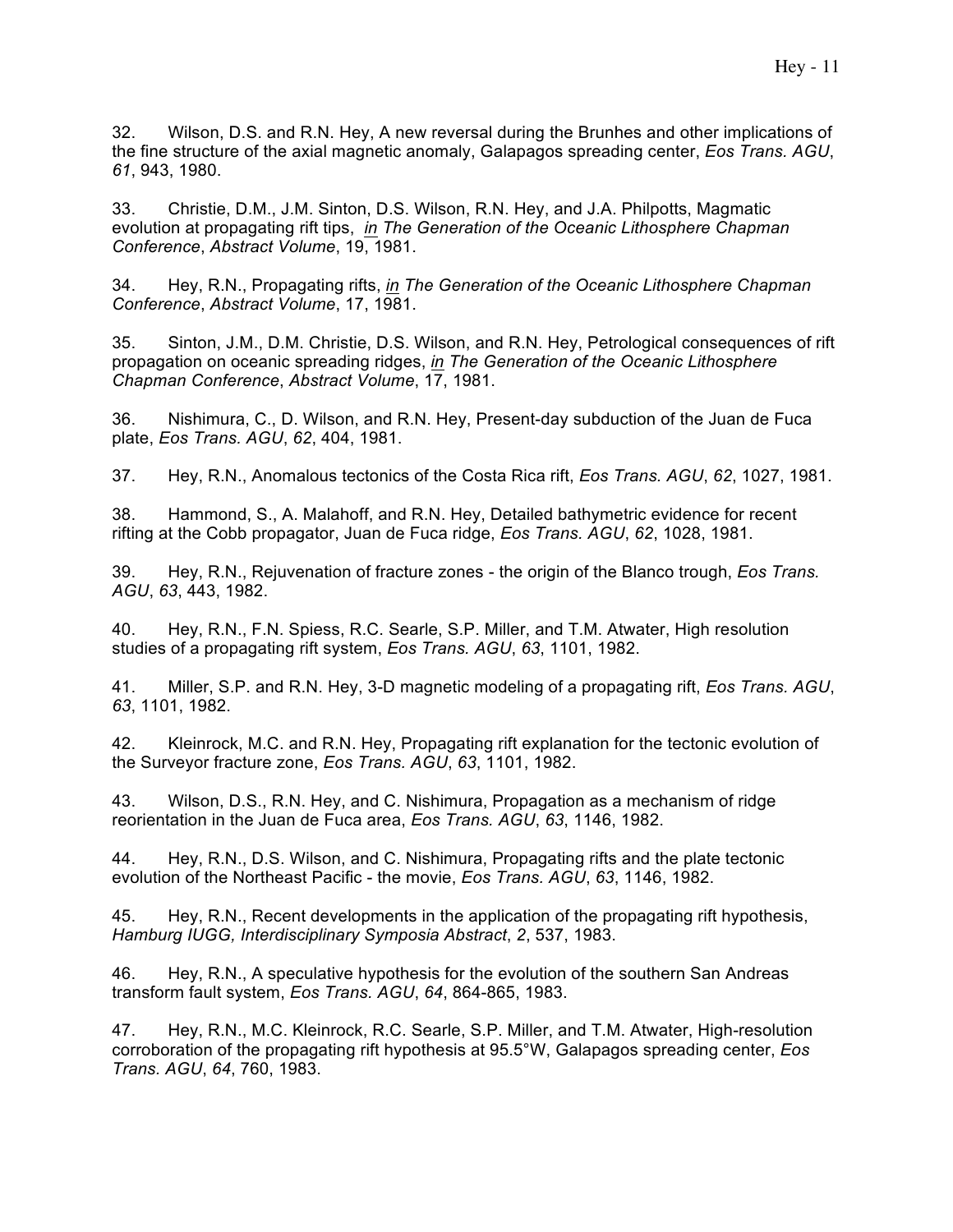32. Wilson, D.S. and R.N. Hey, A new reversal during the Brunhes and other implications of the fine structure of the axial magnetic anomaly, Galapagos spreading center, *Eos Trans. AGU*, *61*, 943, 1980.

33. Christie, D.M., J.M. Sinton, D.S. Wilson, R.N. Hey, and J.A. Philpotts, Magmatic evolution at propagating rift tips, *in The Generation of the Oceanic Lithosphere Chapman Conference*, *Abstract Volume*, 19, 1981.

34. Hey, R.N., Propagating rifts, *in The Generation of the Oceanic Lithosphere Chapman Conference*, *Abstract Volume*, 17, 1981.

35. Sinton, J.M., D.M. Christie, D.S. Wilson, and R.N. Hey, Petrological consequences of rift propagation on oceanic spreading ridges, *in The Generation of the Oceanic Lithosphere Chapman Conference*, *Abstract Volume*, 17, 1981.

36. Nishimura, C., D. Wilson, and R.N. Hey, Present-day subduction of the Juan de Fuca plate, *Eos Trans. AGU*, *62*, 404, 1981.

37. Hey, R.N., Anomalous tectonics of the Costa Rica rift, *Eos Trans. AGU*, *62*, 1027, 1981.

38. Hammond, S., A. Malahoff, and R.N. Hey, Detailed bathymetric evidence for recent rifting at the Cobb propagator, Juan de Fuca ridge, *Eos Trans. AGU*, *62*, 1028, 1981.

39. Hey, R.N., Rejuvenation of fracture zones - the origin of the Blanco trough, *Eos Trans. AGU*, *63*, 443, 1982.

40. Hey, R.N., F.N. Spiess, R.C. Searle, S.P. Miller, and T.M. Atwater, High resolution studies of a propagating rift system, *Eos Trans. AGU*, *63*, 1101, 1982.

41. Miller, S.P. and R.N. Hey, 3-D magnetic modeling of a propagating rift, *Eos Trans. AGU*, *63*, 1101, 1982.

42. Kleinrock, M.C. and R.N. Hey, Propagating rift explanation for the tectonic evolution of the Surveyor fracture zone, *Eos Trans. AGU*, *63*, 1101, 1982.

43. Wilson, D.S., R.N. Hey, and C. Nishimura, Propagation as a mechanism of ridge reorientation in the Juan de Fuca area, *Eos Trans. AGU*, *63*, 1146, 1982.

44. Hey, R.N., D.S. Wilson, and C. Nishimura, Propagating rifts and the plate tectonic evolution of the Northeast Pacific - the movie, *Eos Trans. AGU*, *63*, 1146, 1982.

45. Hey, R.N., Recent developments in the application of the propagating rift hypothesis, *Hamburg IUGG, Interdisciplinary Symposia Abstract*, *2*, 537, 1983.

46. Hey, R.N., A speculative hypothesis for the evolution of the southern San Andreas transform fault system, *Eos Trans. AGU*, *64*, 864-865, 1983.

47. Hey, R.N., M.C. Kleinrock, R.C. Searle, S.P. Miller, and T.M. Atwater, High-resolution corroboration of the propagating rift hypothesis at 95.5°W, Galapagos spreading center, *Eos Trans. AGU*, *64*, 760, 1983.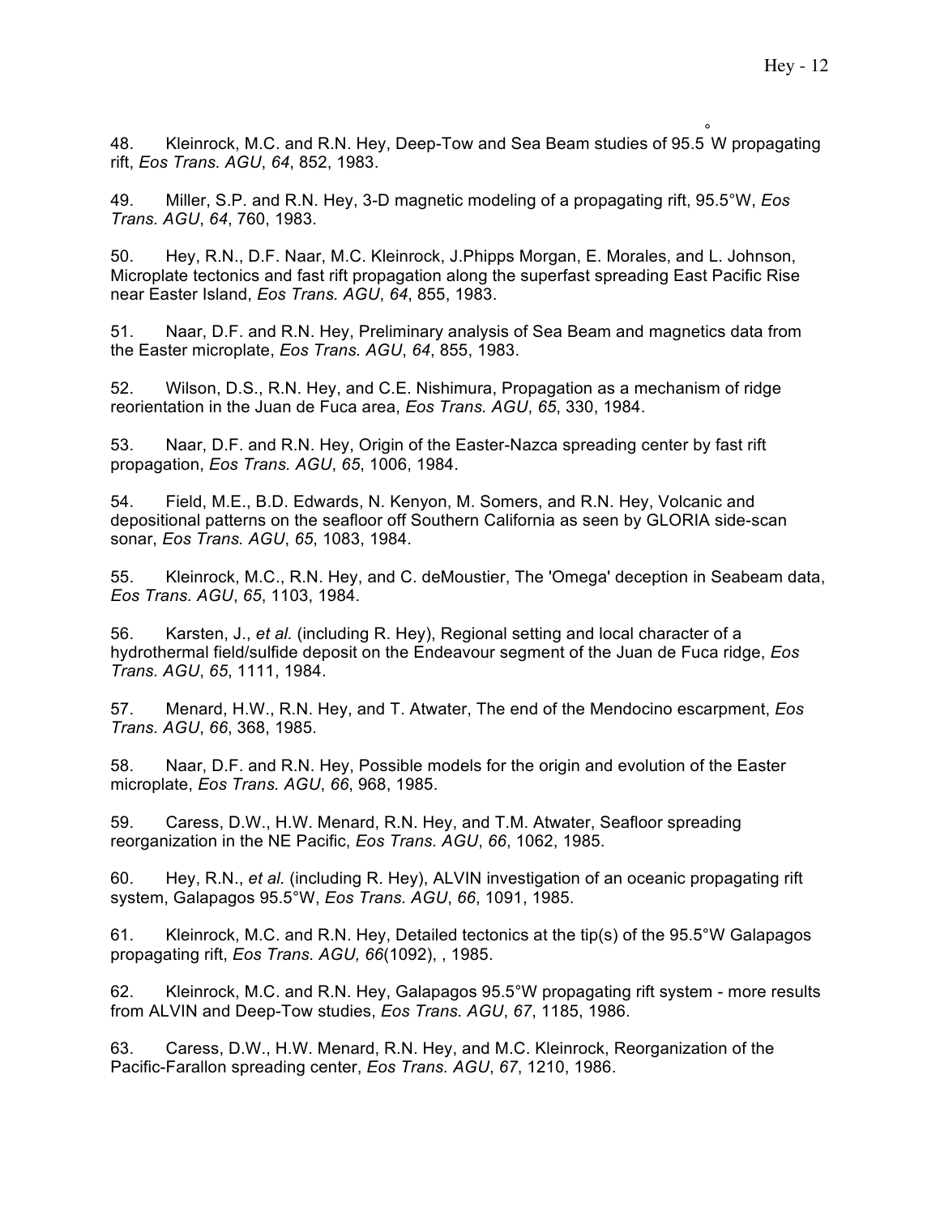48. Kleinrock, M.C. and R.N. Hey, Deep-Tow and Sea Beam studies of 95.5°W propagating rift, *Eos Trans. AGU*, *64*, 852, 1983.

49. Miller, S.P. and R.N. Hey, 3-D magnetic modeling of a propagating rift, 95.5°W, *Eos Trans. AGU*, *64*, 760, 1983.

50. Hey, R.N., D.F. Naar, M.C. Kleinrock, J.Phipps Morgan, E. Morales, and L. Johnson, Microplate tectonics and fast rift propagation along the superfast spreading East Pacific Rise near Easter Island, *Eos Trans. AGU*, *64*, 855, 1983.

51. Naar, D.F. and R.N. Hey, Preliminary analysis of Sea Beam and magnetics data from the Easter microplate, *Eos Trans. AGU*, *64*, 855, 1983.

52. Wilson, D.S., R.N. Hey, and C.E. Nishimura, Propagation as a mechanism of ridge reorientation in the Juan de Fuca area, *Eos Trans. AGU*, *65*, 330, 1984.

53. Naar, D.F. and R.N. Hey, Origin of the Easter-Nazca spreading center by fast rift propagation, *Eos Trans. AGU*, *65*, 1006, 1984.

54. Field, M.E., B.D. Edwards, N. Kenyon, M. Somers, and R.N. Hey, Volcanic and depositional patterns on the seafloor off Southern California as seen by GLORIA side-scan sonar, *Eos Trans. AGU*, *65*, 1083, 1984.

55. Kleinrock, M.C., R.N. Hey, and C. deMoustier, The 'Omega' deception in Seabeam data, *Eos Trans. AGU*, *65*, 1103, 1984.

56. Karsten, J., *et al.* (including R. Hey), Regional setting and local character of a hydrothermal field/sulfide deposit on the Endeavour segment of the Juan de Fuca ridge, *Eos Trans. AGU*, *65*, 1111, 1984.

57. Menard, H.W., R.N. Hey, and T. Atwater, The end of the Mendocino escarpment, *Eos Trans. AGU*, *66*, 368, 1985.

58. Naar, D.F. and R.N. Hey, Possible models for the origin and evolution of the Easter microplate, *Eos Trans. AGU*, *66*, 968, 1985.

59. Caress, D.W., H.W. Menard, R.N. Hey, and T.M. Atwater, Seafloor spreading reorganization in the NE Pacific, *Eos Trans. AGU*, *66*, 1062, 1985.

60. Hey, R.N., *et al.* (including R. Hey), ALVIN investigation of an oceanic propagating rift system, Galapagos 95.5°W, *Eos Trans. AGU*, *66*, 1091, 1985.

61. Kleinrock, M.C. and R.N. Hey, Detailed tectonics at the tip(s) of the 95.5°W Galapagos propagating rift, *Eos Trans. AGU, 66*(1092), , 1985.

62. Kleinrock, M.C. and R.N. Hey, Galapagos 95.5°W propagating rift system - more results from ALVIN and Deep-Tow studies, *Eos Trans. AGU*, *67*, 1185, 1986.

63. Caress, D.W., H.W. Menard, R.N. Hey, and M.C. Kleinrock, Reorganization of the Pacific-Farallon spreading center, *Eos Trans. AGU*, *67*, 1210, 1986.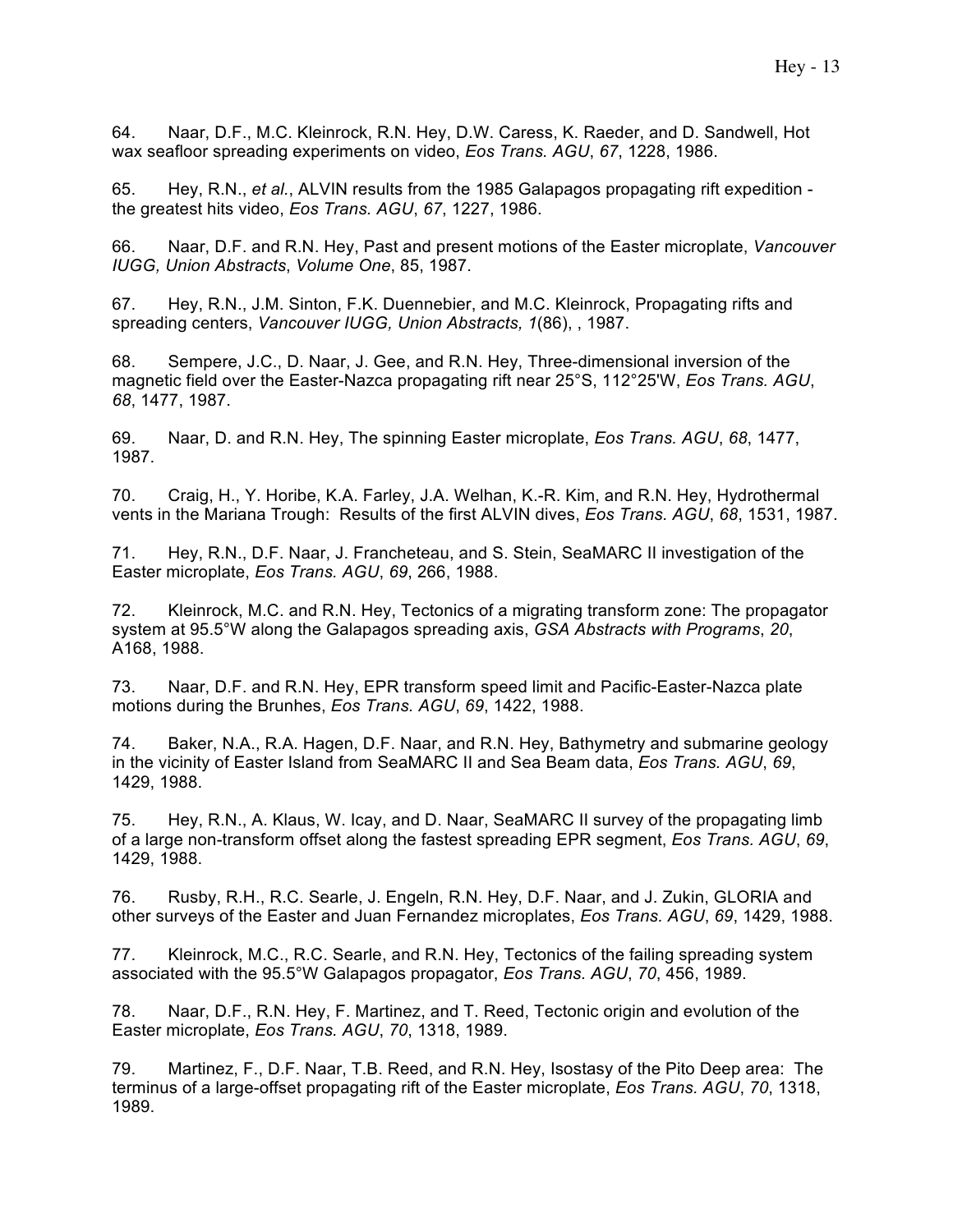64. Naar, D.F., M.C. Kleinrock, R.N. Hey, D.W. Caress, K. Raeder, and D. Sandwell, Hot wax seafloor spreading experiments on video, *Eos Trans. AGU*, *67*, 1228, 1986.

65. Hey, R.N., *et al.*, ALVIN results from the 1985 Galapagos propagating rift expedition - the greatest hits video, *Eos Trans. AGU*, *67*, 1227, 1986.

66. Naar, D.F. and R.N. Hey, Past and present motions of the Easter microplate, *Vancouver IUGG, Union Abstracts*, *Volume One*, 85, 1987.

67. Hey, R.N., J.M. Sinton, F.K. Duennebier, and M.C. Kleinrock, Propagating rifts and spreading centers, *Vancouver IUGG, Union Abstracts, 1*(86), , 1987.

68. Sempere, J.C., D. Naar, J. Gee, and R.N. Hey, Three-dimensional inversion of the magnetic field over the Easter-Nazca propagating rift near 25°S, 112°25'W, *Eos Trans. AGU*, *68*, 1477, 1987.

69. Naar, D. and R.N. Hey, The spinning Easter microplate, *Eos Trans. AGU*, *68*, 1477, 1987.

70. Craig, H., Y. Horibe, K.A. Farley, J.A. Welhan, K.-R. Kim, and R.N. Hey, Hydrothermal vents in the Mariana Trough: Results of the first ALVIN dives, *Eos Trans. AGU*, *68*, 1531, 1987.

71. Hey, R.N., D.F. Naar, J. Francheteau, and S. Stein, SeaMARC II investigation of the Easter microplate, *Eos Trans. AGU*, *69*, 266, 1988.

72. Kleinrock, M.C. and R.N. Hey, Tectonics of a migrating transform zone: The propagator system at 95.5°W along the Galapagos spreading axis, *GSA Abstracts with Programs*, *20*, A168, 1988.

73. Naar, D.F. and R.N. Hey, EPR transform speed limit and Pacific-Easter-Nazca plate motions during the Brunhes, *Eos Trans. AGU*, *69*, 1422, 1988.

74. Baker, N.A., R.A. Hagen, D.F. Naar, and R.N. Hey, Bathymetry and submarine geology in the vicinity of Easter Island from SeaMARC II and Sea Beam data, *Eos Trans. AGU*, *69*, 1429, 1988.

75. Hey, R.N., A. Klaus, W. Icay, and D. Naar, SeaMARC II survey of the propagating limb of a large non-transform offset along the fastest spreading EPR segment, *Eos Trans. AGU*, *69*, 1429, 1988.

76. Rusby, R.H., R.C. Searle, J. Engeln, R.N. Hey, D.F. Naar, and J. Zukin, GLORIA and other surveys of the Easter and Juan Fernandez microplates, *Eos Trans. AGU*, *69*, 1429, 1988.

77. Kleinrock, M.C., R.C. Searle, and R.N. Hey, Tectonics of the failing spreading system associated with the 95.5°W Galapagos propagator, *Eos Trans. AGU*, *70*, 456, 1989.

78. Naar, D.F., R.N. Hey, F. Martinez, and T. Reed, Tectonic origin and evolution of the Easter microplate, *Eos Trans. AGU*, *70*, 1318, 1989.

79. Martinez, F., D.F. Naar, T.B. Reed, and R.N. Hey, Isostasy of the Pito Deep area: The terminus of a large-offset propagating rift of the Easter microplate, *Eos Trans. AGU*, *70*, 1318, 1989.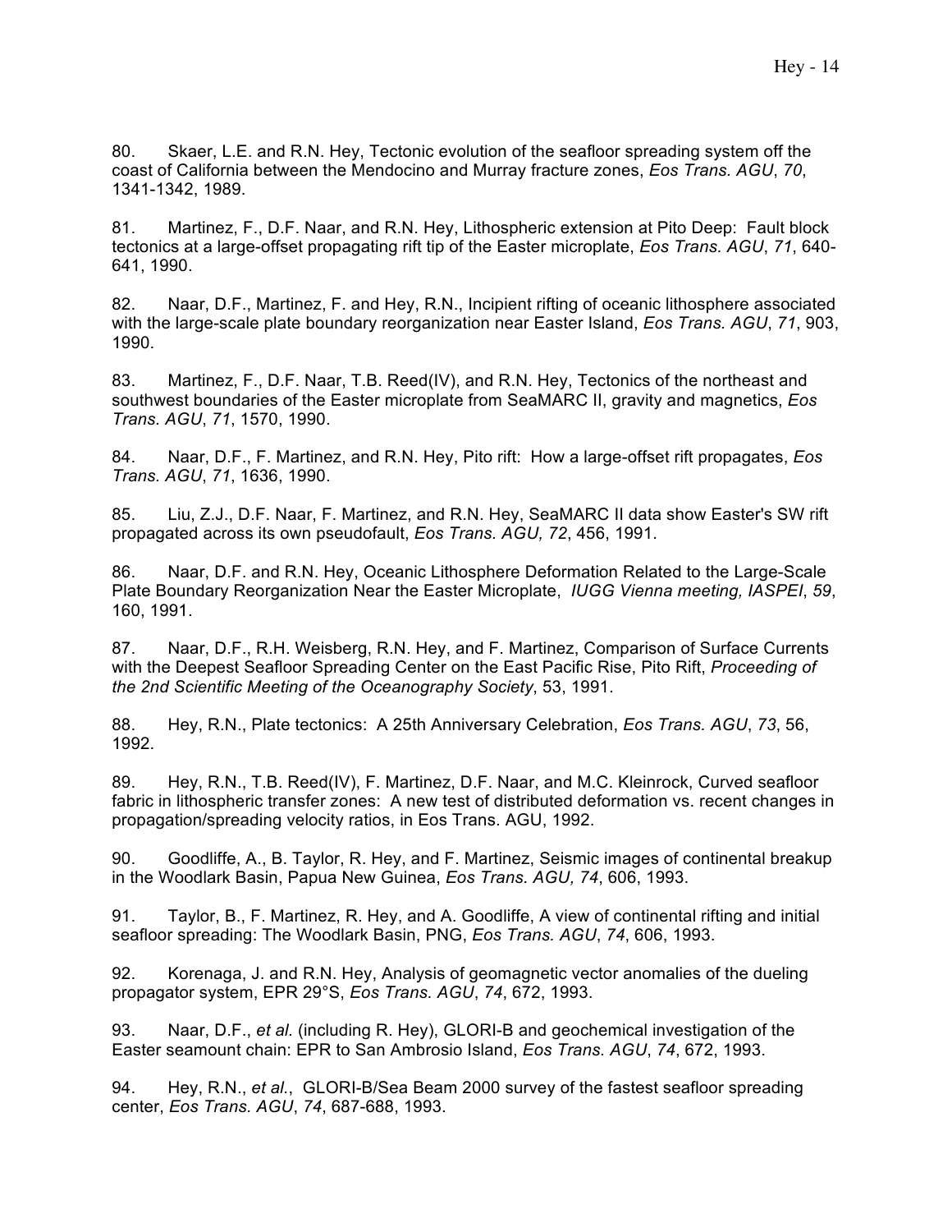80. Skaer, L.E. and R.N. Hey, Tectonic evolution of the seafloor spreading system off the coast of California between the Mendocino and Murray fracture zones, *Eos Trans. AGU*, *70*, 1341-1342, 1989.

81. Martinez, F., D.F. Naar, and R.N. Hey, Lithospheric extension at Pito Deep: Fault block tectonics at a large-offset propagating rift tip of the Easter microplate, *Eos Trans. AGU*, *71*, 640-641, 1990.

82. Naar, D.F., Martinez, F. and Hey, R.N., Incipient rifting of oceanic lithosphere associated with the large-scale plate boundary reorganization near Easter Island, *Eos Trans. AGU*, *71*, 903, 1990.

83. Martinez, F., D.F. Naar, T.B. Reed(IV), and R.N. Hey, Tectonics of the northeast and southwest boundaries of the Easter microplate from SeaMARC II, gravity and magnetics, *Eos Trans. AGU*, *71*, 1570, 1990.

84. Naar, D.F., F. Martinez, and R.N. Hey, Pito rift: How a large-offset rift propagates, *Eos Trans. AGU*, *71*, 1636, 1990.

85. Liu, Z.J., D.F. Naar, F. Martinez, and R.N. Hey, SeaMARC II data show Easter's SW rift propagated across its own pseudofault, *Eos Trans. AGU, 72*, 456, 1991.

86. Naar, D.F. and R.N. Hey, Oceanic Lithosphere Deformation Related to the Large-Scale Plate Boundary Reorganization Near the Easter Microplate, *IUGG Vienna meeting, IASPEI*, *59*, 160, 1991.

87. Naar, D.F., R.H. Weisberg, R.N. Hey, and F. Martinez, Comparison of Surface Currents with the Deepest Seafloor Spreading Center on the East Pacific Rise, Pito Rift, *Proceeding of the 2nd Scientific Meeting of the Oceanography Society*, 53, 1991.

88. Hey, R.N., Plate tectonics: A 25th Anniversary Celebration, *Eos Trans. AGU*, *73*, 56, 1992.

89. Hey, R.N., T.B. Reed(IV), F. Martinez, D.F. Naar, and M.C. Kleinrock, Curved seafloor fabric in lithospheric transfer zones: A new test of distributed deformation vs. recent changes in propagation/spreading velocity ratios, in Eos Trans. AGU, 1992.

90. Goodliffe, A., B. Taylor, R. Hey, and F. Martinez, Seismic images of continental breakup in the Woodlark Basin, Papua New Guinea, *Eos Trans. AGU, 74*, 606, 1993.

91. Taylor, B., F. Martinez, R. Hey, and A. Goodliffe, A view of continental rifting and initial seafloor spreading: The Woodlark Basin, PNG, *Eos Trans. AGU*, *74*, 606, 1993.

92. Korenaga, J. and R.N. Hey, Analysis of geomagnetic vector anomalies of the dueling propagator system, EPR 29°S, *Eos Trans. AGU*, *74*, 672, 1993.

93. Naar, D.F., *et al.* (including R. Hey), GLORI-B and geochemical investigation of the Easter seamount chain: EPR to San Ambrosio Island, *Eos Trans. AGU*, *74*, 672, 1993.

94. Hey, R.N., *et al.*, GLORI-B/Sea Beam 2000 survey of the fastest seafloor spreading center, *Eos Trans. AGU*, *74*, 687-688, 1993.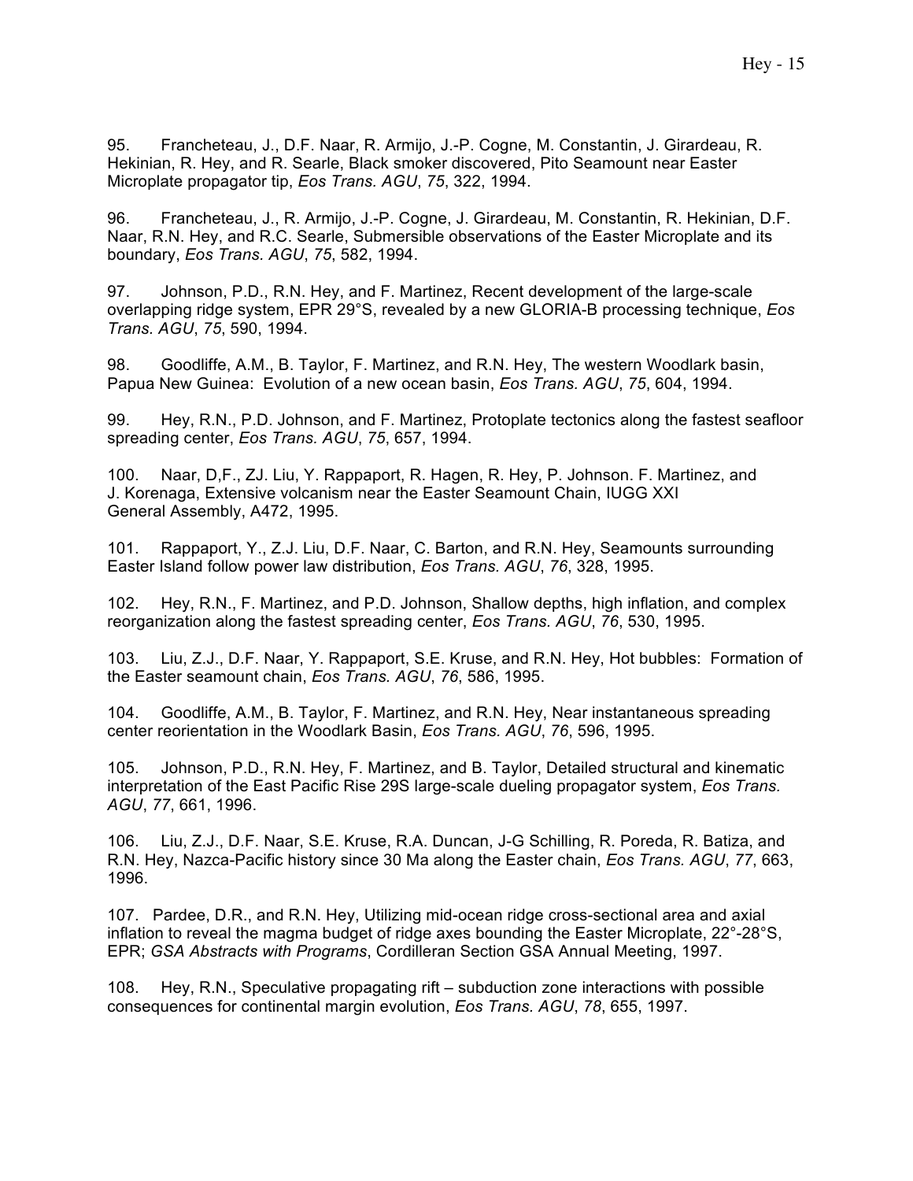95. Francheteau, J., D.F. Naar, R. Armijo, J.-P. Cogne, M. Constantin, J. Girardeau, R. Hekinian, R. Hey, and R. Searle, Black smoker discovered, Pito Seamount near Easter Microplate propagator tip, *Eos Trans. AGU*, *75*, 322, 1994.

96. Francheteau, J., R. Armijo, J.-P. Cogne, J. Girardeau, M. Constantin, R. Hekinian, D.F. Naar, R.N. Hey, and R.C. Searle, Submersible observations of the Easter Microplate and its boundary, *Eos Trans. AGU*, *75*, 582, 1994.

97. Johnson, P.D., R.N. Hey, and F. Martinez, Recent development of the large-scale overlapping ridge system, EPR 29°S, revealed by a new GLORIA-B processing technique, *Eos Trans. AGU*, *75*, 590, 1994.

98. Goodliffe, A.M., B. Taylor, F. Martinez, and R.N. Hey, The western Woodlark basin, Papua New Guinea: Evolution of a new ocean basin, *Eos Trans. AGU*, *75*, 604, 1994.

99. Hey, R.N., P.D. Johnson, and F. Martinez, Protoplate tectonics along the fastest seafloor spreading center, *Eos Trans. AGU*, *75*, 657, 1994.

100. Naar, D,F., ZJ. Liu, Y. Rappaport, R. Hagen, R. Hey, P. Johnson. F. Martinez, and J. Korenaga, Extensive volcanism near the Easter Seamount Chain, IUGG XXI General Assembly, A472, 1995.

101. Rappaport, Y., Z.J. Liu, D.F. Naar, C. Barton, and R.N. Hey, Seamounts surrounding Easter Island follow power law distribution, *Eos Trans. AGU*, *76*, 328, 1995.

102. Hey, R.N., F. Martinez, and P.D. Johnson, Shallow depths, high inflation, and complex reorganization along the fastest spreading center, *Eos Trans. AGU*, *76*, 530, 1995.

103. Liu, Z.J., D.F. Naar, Y. Rappaport, S.E. Kruse, and R.N. Hey, Hot bubbles: Formation of the Easter seamount chain, *Eos Trans. AGU*, *76*, 586, 1995.

104. Goodliffe, A.M., B. Taylor, F. Martinez, and R.N. Hey, Near instantaneous spreading center reorientation in the Woodlark Basin, *Eos Trans. AGU*, *76*, 596, 1995.

105. Johnson, P.D., R.N. Hey, F. Martinez, and B. Taylor, Detailed structural and kinematic interpretation of the East Pacific Rise 29S large-scale dueling propagator system, *Eos Trans. AGU*, *77*, 661, 1996.

106. Liu, Z.J., D.F. Naar, S.E. Kruse, R.A. Duncan, J-G Schilling, R. Poreda, R. Batiza, and R.N. Hey, Nazca-Pacific history since 30 Ma along the Easter chain, *Eos Trans. AGU*, *77*, 663, 1996.

107. Pardee, D.R., and R.N. Hey, Utilizing mid-ocean ridge cross-sectional area and axial inflation to reveal the magma budget of ridge axes bounding the Easter Microplate, 22°-28°S, EPR; *GSA Abstracts with Programs*, Cordilleran Section GSA Annual Meeting, 1997.

108. Hey, R.N., Speculative propagating rift – subduction zone interactions with possible consequences for continental margin evolution, *Eos Trans. AGU*, *78*, 655, 1997.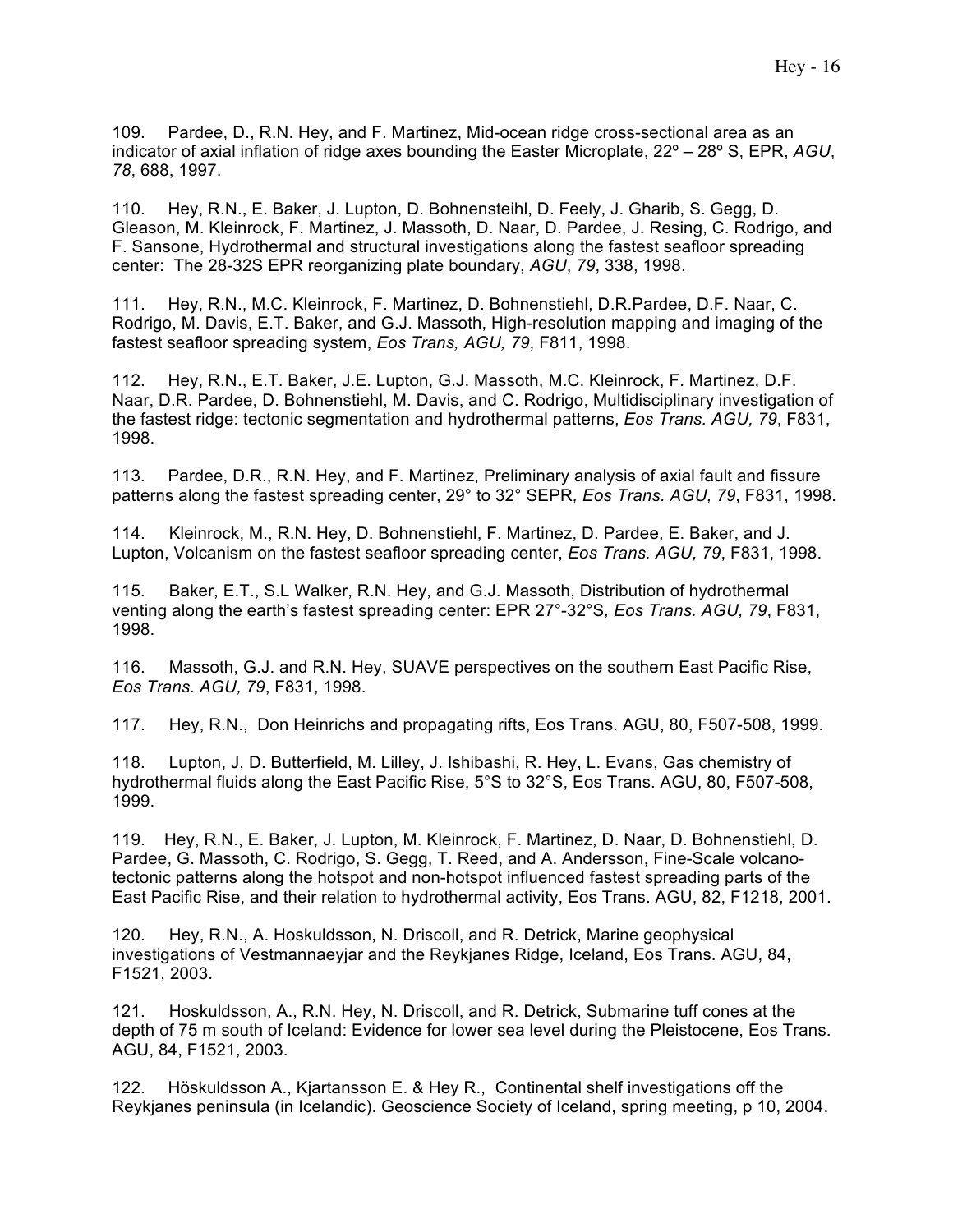109. Pardee, D., R.N. Hey, and F. Martinez, Mid-ocean ridge cross-sectional area as an indicator of axial inflation of ridge axes bounding the Easter Microplate, 22º – 28º S, EPR, *AGU*, *78*, 688, 1997.

110. Hey, R.N., E. Baker, J. Lupton, D. Bohnensteihl, D. Feely, J. Gharib, S. Gegg, D. Gleason, M. Kleinrock, F. Martinez, J. Massoth, D. Naar, D. Pardee, J. Resing, C. Rodrigo, and F. Sansone, Hydrothermal and structural investigations along the fastest seafloor spreading center: The 28-32S EPR reorganizing plate boundary, *AGU*, *79*, 338, 1998.

111. Hey, R.N., M.C. Kleinrock, F. Martinez, D. Bohnenstiehl, D.R.Pardee, D.F. Naar, C. Rodrigo, M. Davis, E.T. Baker, and G.J. Massoth, High-resolution mapping and imaging of the fastest seafloor spreading system, *Eos Trans, AGU, 79*, F811, 1998.

112. Hey, R.N., E.T. Baker, J.E. Lupton, G.J. Massoth, M.C. Kleinrock, F. Martinez, D.F. Naar, D.R. Pardee, D. Bohnenstiehl, M. Davis, and C. Rodrigo, Multidisciplinary investigation of the fastest ridge: tectonic segmentation and hydrothermal patterns, *Eos Trans. AGU, 79*, F831, 1998.

113. Pardee, D.R., R.N. Hey, and F. Martinez, Preliminary analysis of axial fault and fissure patterns along the fastest spreading center, 29° to 32° SEPR*, Eos Trans. AGU, 79*, F831, 1998.

114. Kleinrock, M., R.N. Hey, D. Bohnenstiehl, F. Martinez, D. Pardee, E. Baker, and J. Lupton, Volcanism on the fastest seafloor spreading center, *Eos Trans. AGU, 79*, F831, 1998.

115. Baker, E.T., S.L Walker, R.N. Hey, and G.J. Massoth, Distribution of hydrothermal venting along the earth's fastest spreading center: EPR 27°-32°S*, Eos Trans. AGU, 79*, F831, 1998.

116. Massoth, G.J. and R.N. Hey, SUAVE perspectives on the southern East Pacific Rise, *Eos Trans. AGU, 79*, F831, 1998.

117. Hey, R.N., Don Heinrichs and propagating rifts, Eos Trans. AGU, 80, F507-508, 1999.

118. Lupton, J, D. Butterfield, M. Lilley, J. Ishibashi, R. Hey, L. Evans, Gas chemistry of hydrothermal fluids along the East Pacific Rise, 5°S to 32°S, Eos Trans. AGU, 80, F507-508, 1999.

119. Hey, R.N., E. Baker, J. Lupton, M. Kleinrock, F. Martinez, D. Naar, D. Bohnenstiehl, D. Pardee, G. Massoth, C. Rodrigo, S. Gegg, T. Reed, and A. Andersson, Fine-Scale volcano-tectonic patterns along the hotspot and non-hotspot influenced fastest spreading parts of the East Pacific Rise, and their relation to hydrothermal activity, Eos Trans. AGU, 82, F1218, 2001.

120. Hey, R.N., A. Hoskuldsson, N. Driscoll, and R. Detrick, Marine geophysical investigations of Vestmannaeyjar and the Reykjanes Ridge, Iceland, Eos Trans. AGU, 84, F1521, 2003.

121. Hoskuldsson, A., R.N. Hey, N. Driscoll, and R. Detrick, Submarine tuff cones at the depth of 75 m south of Iceland: Evidence for lower sea level during the Pleistocene, Eos Trans. AGU, 84, F1521, 2003.

122. Höskuldsson A., Kjartansson E. & Hey R., Continental shelf investigations off the Reykjanes peninsula (in Icelandic). Geoscience Society of Iceland, spring meeting, p 10, 2004.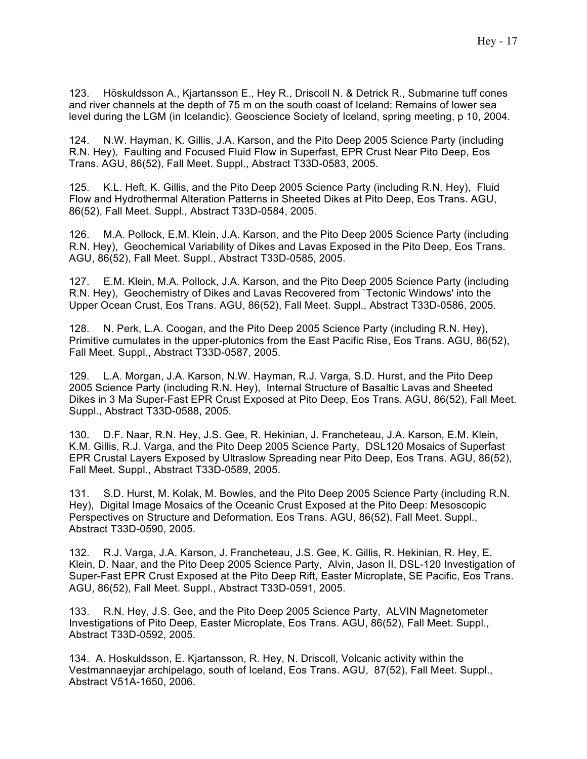123. Höskuldsson A., Kjartansson E., Hey R., Driscoll N. & Detrick R., Submarine tuff cones and river channels at the depth of 75 m on the south coast of Iceland: Remains of lower sea level during the LGM (in Icelandic). Geoscience Society of Iceland, spring meeting, p 10, 2004.

124. N.W. Hayman, K. Gillis, J.A. Karson, and the Pito Deep 2005 Science Party (including R.N. Hey), Faulting and Focused Fluid Flow in Superfast, EPR Crust Near Pito Deep, Eos Trans. AGU, 86(52), Fall Meet. Suppl., Abstract T33D-0583, 2005.

125. K.L. Heft, K. Gillis, and the Pito Deep 2005 Science Party (including R.N. Hey), Fluid Flow and Hydrothermal Alteration Patterns in Sheeted Dikes at Pito Deep, Eos Trans. AGU, 86(52), Fall Meet. Suppl., Abstract T33D-0584, 2005.

126. M.A. Pollock, E.M. Klein, J.A. Karson, and the Pito Deep 2005 Science Party (including R.N. Hey), Geochemical Variability of Dikes and Lavas Exposed in the Pito Deep, Eos Trans. AGU, 86(52), Fall Meet. Suppl., Abstract T33D-0585, 2005.

127. E.M. Klein, M.A. Pollock, J.A. Karson, and the Pito Deep 2005 Science Party (including R.N. Hey), Geochemistry of Dikes and Lavas Recovered from `Tectonic Windows' into the Upper Ocean Crust, Eos Trans. AGU, 86(52), Fall Meet. Suppl., Abstract T33D-0586, 2005.

128. N. Perk, L.A. Coogan, and the Pito Deep 2005 Science Party (including R.N. Hey), Primitive cumulates in the upper-plutonics from the East Pacific Rise, Eos Trans. AGU, 86(52), Fall Meet. Suppl., Abstract T33D-0587, 2005.

129. L.A. Morgan, J.A. Karson, N.W. Hayman, R.J. Varga, S.D. Hurst, and the Pito Deep 2005 Science Party (including R.N. Hey), Internal Structure of Basaltic Lavas and Sheeted Dikes in 3 Ma Super-Fast EPR Crust Exposed at Pito Deep, Eos Trans. AGU, 86(52), Fall Meet. Suppl., Abstract T33D-0588, 2005.

130. D.F. Naar, R.N. Hey, J.S. Gee, R. Hekinian, J. Francheteau, J.A. Karson, E.M. Klein, K.M. Gillis, R.J. Varga, and the Pito Deep 2005 Science Party, DSL120 Mosaics of Superfast EPR Crustal Layers Exposed by Ultraslow Spreading near Pito Deep, Eos Trans. AGU, 86(52), Fall Meet. Suppl., Abstract T33D-0589, 2005.

131. S.D. Hurst, M. Kolak, M. Bowles, and the Pito Deep 2005 Science Party (including R.N. Hey), Digital Image Mosaics of the Oceanic Crust Exposed at the Pito Deep: Mesoscopic Perspectives on Structure and Deformation, Eos Trans. AGU, 86(52), Fall Meet. Suppl., Abstract T33D-0590, 2005.

132. R.J. Varga, J.A. Karson, J. Francheteau, J.S. Gee, K. Gillis, R. Hekinian, R. Hey, E. Klein, D. Naar, and the Pito Deep 2005 Science Party, Alvin, Jason II, DSL-120 Investigation of Super-Fast EPR Crust Exposed at the Pito Deep Rift, Easter Microplate, SE Pacific, Eos Trans. AGU, 86(52), Fall Meet. Suppl., Abstract T33D-0591, 2005.

133. R.N. Hey, J.S. Gee, and the Pito Deep 2005 Science Party, ALVIN Magnetometer Investigations of Pito Deep, Easter Microplate, Eos Trans. AGU, 86(52), Fall Meet. Suppl., Abstract T33D-0592, 2005.

134. A. Hoskuldsson, E. Kjartansson, R. Hey, N. Driscoll, Volcanic activity within the Vestmannaeyjar archipelago, south of Iceland, Eos Trans. AGU, 87(52), Fall Meet. Suppl., Abstract V51A-1650, 2006.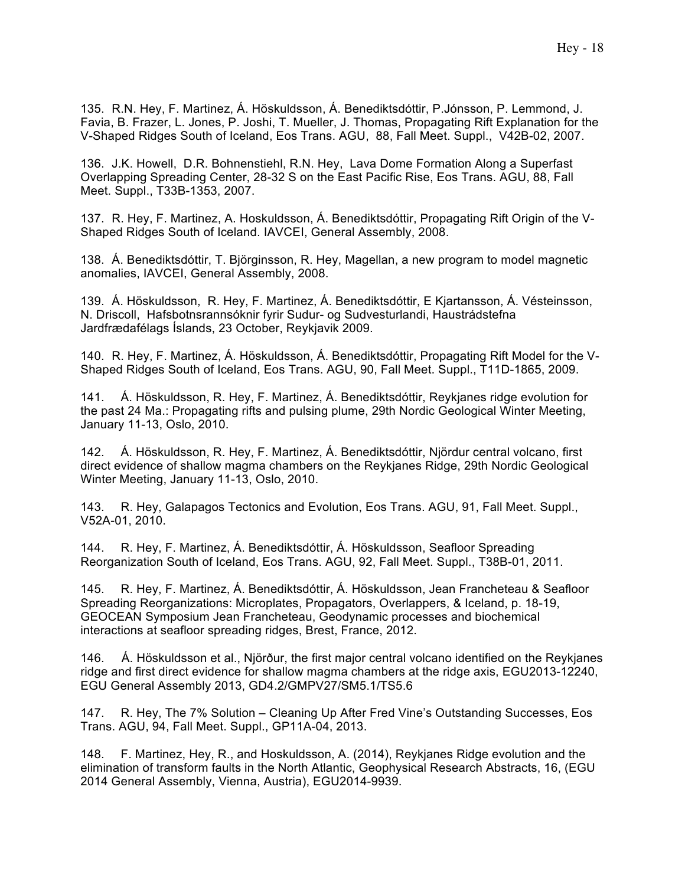135. R.N. Hey, F. Martinez, Á. Höskuldsson, Á. Benediktsdóttir, P.Jónsson, P. Lemmond, J. Favia, B. Frazer, L. Jones, P. Joshi, T. Mueller, J. Thomas, Propagating Rift Explanation for the V-Shaped Ridges South of Iceland, Eos Trans. AGU, 88, Fall Meet. Suppl., V42B-02, 2007.

136. J.K. Howell, D.R. Bohnenstiehl, R.N. Hey, Lava Dome Formation Along a Superfast Overlapping Spreading Center, 28-32 S on the East Pacific Rise, Eos Trans. AGU, 88, Fall Meet. Suppl., T33B-1353, 2007.

137. R. Hey, F. Martinez, A. Hoskuldsson, Á. Benediktsdóttir, Propagating Rift Origin of the V-Shaped Ridges South of Iceland. IAVCEI, General Assembly, 2008.

138. Á. Benediktsdóttir, T. Björginsson, R. Hey, Magellan, a new program to model magnetic anomalies, IAVCEI, General Assembly, 2008.

139. Á. Höskuldsson, R. Hey, F. Martinez, Á. Benediktsdóttir, E Kjartansson, Á. Vésteinsson, N. Driscoll, Hafsbotnsrannsóknir fyrir Sudur- og Sudvesturlandi, Haustrádstefna Jardfrædafélags Íslands, 23 October, Reykjavik 2009.

140. R. Hey, F. Martinez, Á. Höskuldsson, Á. Benediktsdóttir, Propagating Rift Model for the V-Shaped Ridges South of Iceland, Eos Trans. AGU, 90, Fall Meet. Suppl., T11D-1865, 2009.

141. Á. Höskuldsson, R. Hey, F. Martinez, Á. Benediktsdóttir, Reykjanes ridge evolution for the past 24 Ma.: Propagating rifts and pulsing plume, 29th Nordic Geological Winter Meeting, January 11-13, Oslo, 2010.

142. Á. Höskuldsson, R. Hey, F. Martinez, Á. Benediktsdóttir, Njördur central volcano, first direct evidence of shallow magma chambers on the Reykjanes Ridge, 29th Nordic Geological Winter Meeting, January 11-13, Oslo, 2010.

143. R. Hey, Galapagos Tectonics and Evolution, Eos Trans. AGU, 91, Fall Meet. Suppl., V52A-01, 2010.

144. R. Hey, F. Martinez, Á. Benediktsdóttir, Á. Höskuldsson, Seafloor Spreading Reorganization South of Iceland, Eos Trans. AGU, 92, Fall Meet. Suppl., T38B-01, 2011.

145. R. Hey, F. Martinez, Á. Benediktsdóttir, Á. Höskuldsson, Jean Francheteau & Seafloor Spreading Reorganizations: Microplates, Propagators, Overlappers, & Iceland, p. 18-19, GEOCEAN Symposium Jean Francheteau, Geodynamic processes and biochemical interactions at seafloor spreading ridges, Brest, France, 2012.

146. Á. Höskuldsson et al., Njörður, the first major central volcano identified on the Reykjanes ridge and first direct evidence for shallow magma chambers at the ridge axis, EGU2013-12240, EGU General Assembly 2013, GD4.2/GMPV27/SM5.1/TS5.6

147. R. Hey, The 7% Solution – Cleaning Up After Fred Vine's Outstanding Successes, Eos Trans. AGU, 94, Fall Meet. Suppl., GP11A-04, 2013.

148. F. Martinez, Hey, R., and Hoskuldsson, A. (2014), Reykjanes Ridge evolution and the elimination of transform faults in the North Atlantic, Geophysical Research Abstracts, 16, (EGU 2014 General Assembly, Vienna, Austria), EGU2014-9939.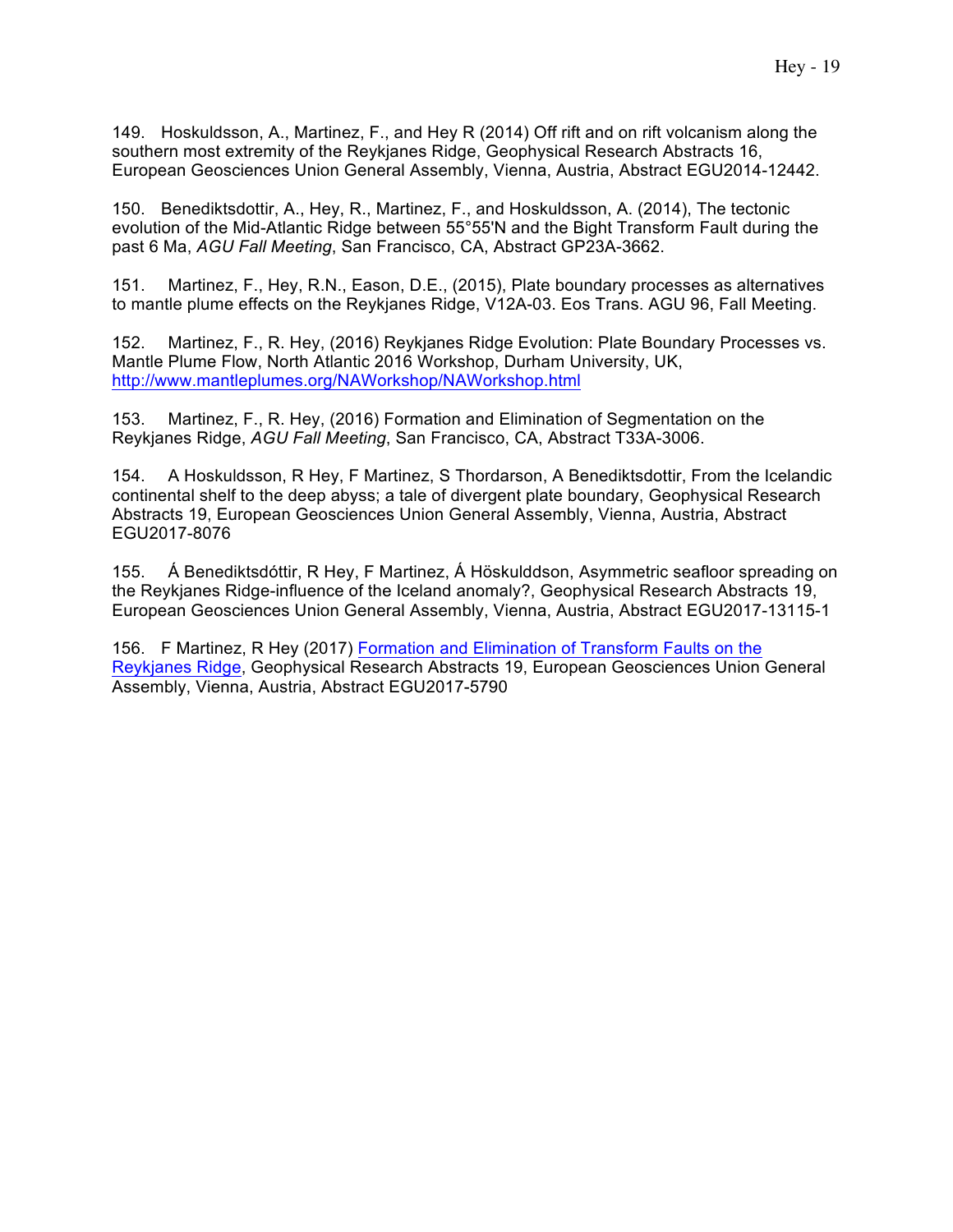149. Hoskuldsson, A., Martinez, F., and Hey R (2014) Off rift and on rift volcanism along the southern most extremity of the Reykjanes Ridge, Geophysical Research Abstracts 16, European Geosciences Union General Assembly, Vienna, Austria, Abstract EGU2014-12442.

150. Benediktsdottir, A., Hey, R., Martinez, F., and Hoskuldsson, A. (2014), The tectonic evolution of the Mid-Atlantic Ridge between 55°55'N and the Bight Transform Fault during the past 6 Ma, *AGU Fall Meeting*, San Francisco, CA, Abstract GP23A-3662.

151. Martinez, F., Hey, R.N., Eason, D.E., (2015), Plate boundary processes as alternatives to mantle plume effects on the Reykjanes Ridge, V12A-03. Eos Trans. AGU 96, Fall Meeting.

152. Martinez, F., R. Hey, (2016) Reykjanes Ridge Evolution: Plate Boundary Processes vs. Mantle Plume Flow, North Atlantic 2016 Workshop, Durham University, UK, http://www.mantleplumes.org/NAWorkshop/NAWorkshop.html

153. Martinez, F., R. Hey, (2016) Formation and Elimination of Segmentation on the Reykjanes Ridge, *AGU Fall Meeting*, San Francisco, CA, Abstract T33A-3006.

154. A Hoskuldsson, R Hey, F Martinez, S Thordarson, A Benediktsdottir, From the Icelandic continental shelf to the deep abyss; a tale of divergent plate boundary, Geophysical Research Abstracts 19, European Geosciences Union General Assembly, Vienna, Austria, Abstract EGU2017-8076

155. Á Benediktsdóttir, R Hey, F Martinez, Á Höskulddson, Asymmetric seafloor spreading on the Reykjanes Ridge-influence of the Iceland anomaly?, Geophysical Research Abstracts 19, European Geosciences Union General Assembly, Vienna, Austria, Abstract EGU2017-13115-1

156. F Martinez, R Hey (2017) Formation and Elimination of Transform Faults on the Reykjanes Ridge, Geophysical Research Abstracts 19, European Geosciences Union General Assembly, Vienna, Austria, Abstract EGU2017-5790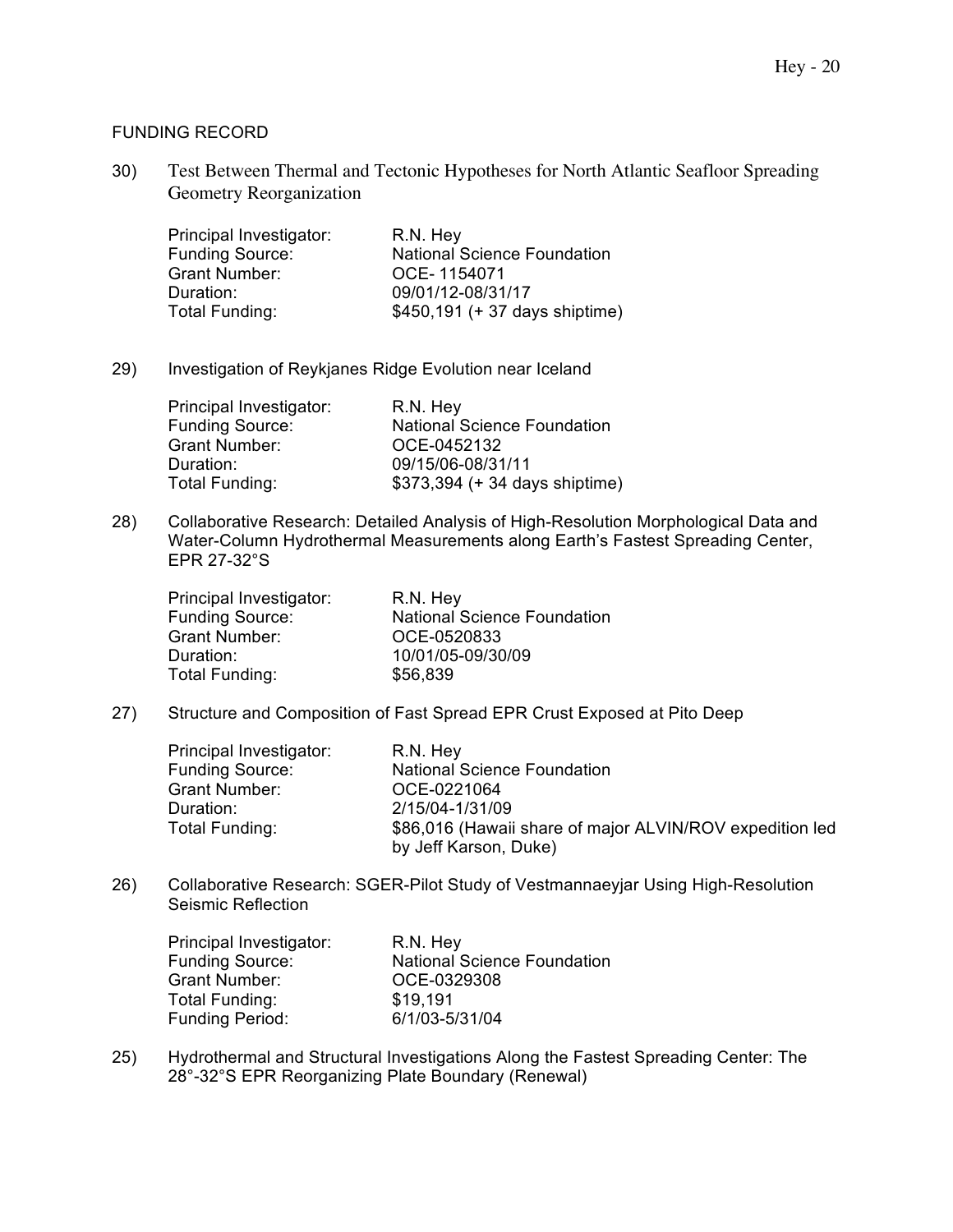## FUNDING RECORD

30) Test Between Thermal and Tectonic Hypotheses for North Atlantic Seafloor Spreading Geometry Reorganization

Principal Investigator: R.N. Hey
Funding Source: National Science Foundation
Grant Number: OCE- 1154071
Duration: 09/01/12-08/31/17
Total Funding: $450,191 (+ 37 days shiptime)

29) Investigation of Reykjanes Ridge Evolution near Iceland

Principal Investigator: R.N. Hey
Funding Source: National Science Foundation
Grant Number: OCE-0452132
Duration: 09/15/06-08/31/11
Total Funding: $373,394 (+ 34 days shiptime)

28) Collaborative Research: Detailed Analysis of High-Resolution Morphological Data and Water-Column Hydrothermal Measurements along Earth's Fastest Spreading Center, EPR 27-32°S

Principal Investigator: R.N. Hey
Funding Source: National Science Foundation
Grant Number: OCE-0520833
Duration: 10/01/05-09/30/09
Total Funding: $56,839

27) Structure and Composition of Fast Spread EPR Crust Exposed at Pito Deep

Principal Investigator: R.N. Hey
Funding Source: National Science Foundation
Grant Number: OCE-0221064
Duration: 2/15/04-1/31/09
Total Funding: $86,016 (Hawaii share of major ALVIN/ROV expedition led by Jeff Karson, Duke)

26) Collaborative Research: SGER-Pilot Study of Vestmannaeyjar Using High-Resolution Seismic Reflection

Principal Investigator: R.N. Hey
Funding Source: National Science Foundation
Grant Number: OCE-0329308
Total Funding: $19,191
Funding Period: 6/1/03-5/31/04

25) Hydrothermal and Structural Investigations Along the Fastest Spreading Center: The 28°-32°S EPR Reorganizing Plate Boundary (Renewal)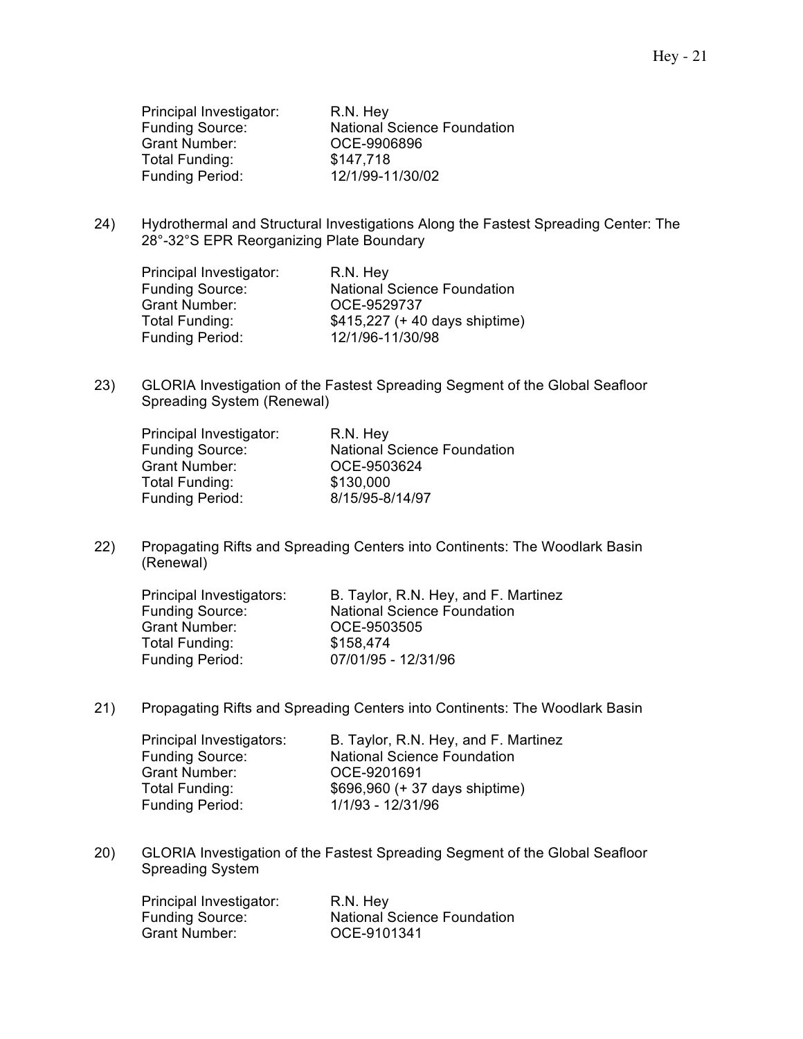Principal Investigator: R.N. Hey
Funding Source: National Science Foundation
Grant Number: OCE-9906896
Total Funding: $147,718
Funding Period: 12/1/99-11/30/02

24) Hydrothermal and Structural Investigations Along the Fastest Spreading Center: The 28°-32°S EPR Reorganizing Plate Boundary

Principal Investigator: R.N. Hey
Funding Source: National Science Foundation
Grant Number: OCE-9529737
Total Funding: $415,227 (+ 40 days shiptime)
Funding Period: 12/1/96-11/30/98

23) GLORIA Investigation of the Fastest Spreading Segment of the Global Seafloor Spreading System (Renewal)

Principal Investigator: R.N. Hey
Funding Source: National Science Foundation
Grant Number: OCE-9503624
Total Funding: $130,000
Funding Period: 8/15/95-8/14/97

22) Propagating Rifts and Spreading Centers into Continents: The Woodlark Basin (Renewal)

Principal Investigators: B. Taylor, R.N. Hey, and F. Martinez
Funding Source: National Science Foundation
Grant Number: OCE-9503505
Total Funding: $158,474
Funding Period: 07/01/95 - 12/31/96

21) Propagating Rifts and Spreading Centers into Continents: The Woodlark Basin

Principal Investigators: B. Taylor, R.N. Hey, and F. Martinez
Funding Source: National Science Foundation
Grant Number: OCE-9201691
Total Funding: $696,960 (+ 37 days shiptime)
Funding Period: 1/1/93 - 12/31/96

20) GLORIA Investigation of the Fastest Spreading Segment of the Global Seafloor Spreading System

Principal Investigator: R.N. Hey
Funding Source: National Science Foundation
Grant Number: OCE-9101341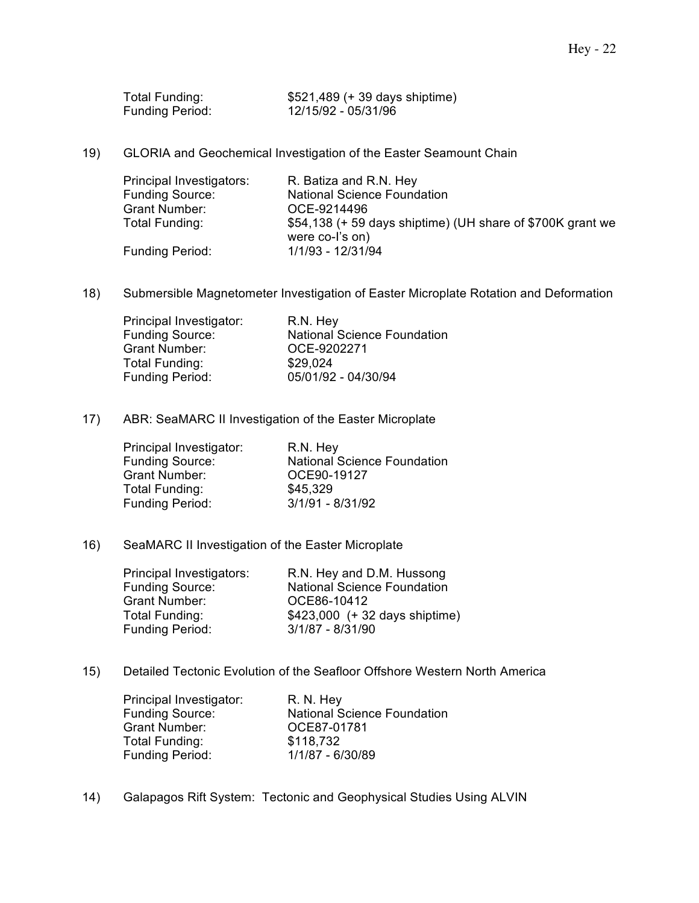Total Funding: $521,489 (+ 39 days shiptime)
Funding Period: 12/15/92 - 05/31/96

19) GLORIA and Geochemical Investigation of the Easter Seamount Chain

Principal Investigators: R. Batiza and R.N. Hey
Funding Source: National Science Foundation
Grant Number: OCE-9214496
Total Funding: $54,138 (+ 59 days shiptime) (UH share of $700K grant we were co-I's on)
Funding Period: 1/1/93 - 12/31/94

18) Submersible Magnetometer Investigation of Easter Microplate Rotation and Deformation

Principal Investigator: R.N. Hey
Funding Source: National Science Foundation
Grant Number: OCE-9202271
Total Funding: $29,024
Funding Period: 05/01/92 - 04/30/94

17) ABR: SeaMARC II Investigation of the Easter Microplate

Principal Investigator: R.N. Hey
Funding Source: National Science Foundation
Grant Number: OCE90-19127
Total Funding: $45,329
Funding Period: 3/1/91 - 8/31/92

16) SeaMARC II Investigation of the Easter Microplate

Principal Investigators: R.N. Hey and D.M. Hussong
Funding Source: National Science Foundation
Grant Number: OCE86-10412
Total Funding: $423,000 (+ 32 days shiptime)
Funding Period: 3/1/87 - 8/31/90

15) Detailed Tectonic Evolution of the Seafloor Offshore Western North America

Principal Investigator: R. N. Hey
Funding Source: National Science Foundation
Grant Number: OCE87-01781
Total Funding: $118,732
Funding Period: 1/1/87 - 6/30/89

14) Galapagos Rift System: Tectonic and Geophysical Studies Using ALVIN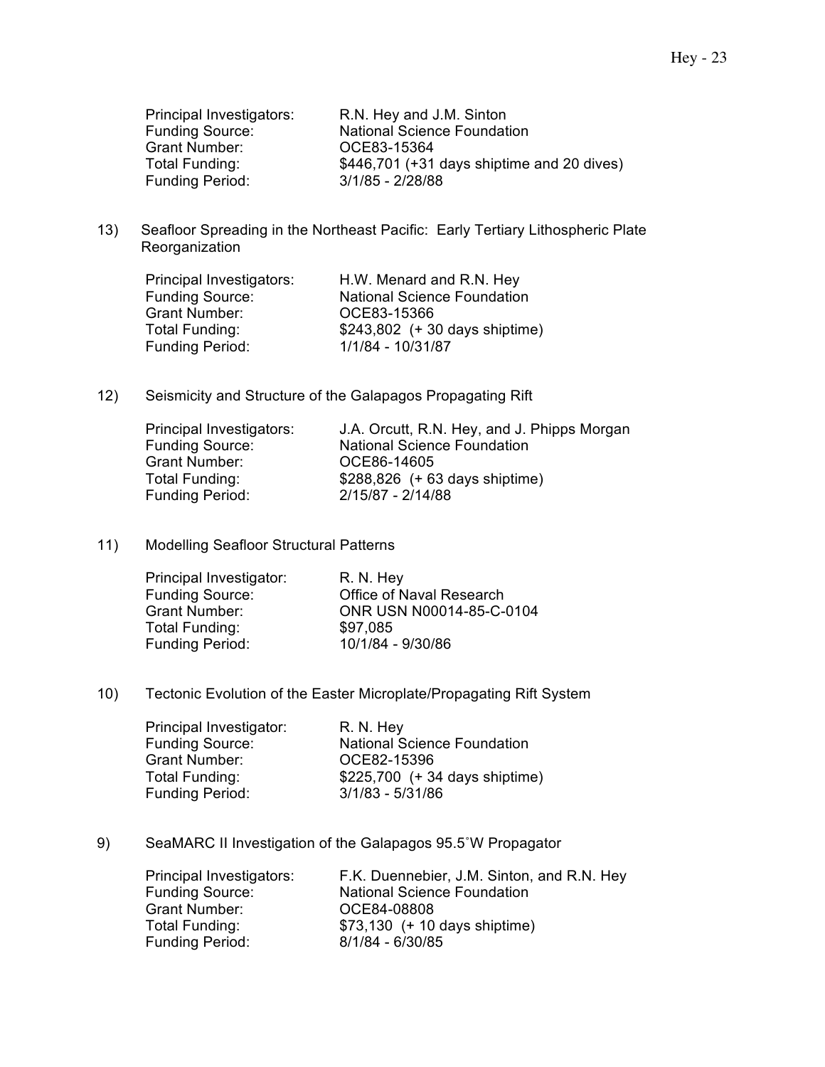| | |
|---|---|
| Principal Investigators: | R.N. Hey and J.M. Sinton |
| Funding Source: | National Science Foundation |
| Grant Number: | OCE83-15364 |
| Total Funding: | $446,701 (+31 days shiptime and 20 dives) |
| Funding Period: | 3/1/85 - 2/28/88 |

13) Seafloor Spreading in the Northeast Pacific: Early Tertiary Lithospheric Plate Reorganization

| | |
|---|---|
| Principal Investigators: | H.W. Menard and R.N. Hey |
| Funding Source: | National Science Foundation |
| Grant Number: | OCE83-15366 |
| Total Funding: | $243,802 (+ 30 days shiptime) |
| Funding Period: | 1/1/84 - 10/31/87 |

12) Seismicity and Structure of the Galapagos Propagating Rift

| | |
|---|---|
| Principal Investigators: | J.A. Orcutt, R.N. Hey, and J. Phipps Morgan |
| Funding Source: | National Science Foundation |
| Grant Number: | OCE86-14605 |
| Total Funding: | $288,826 (+ 63 days shiptime) |
| Funding Period: | 2/15/87 - 2/14/88 |

11) Modelling Seafloor Structural Patterns

| | |
|---|---|
| Principal Investigator: | R. N. Hey |
| Funding Source: | Office of Naval Research |
| Grant Number: | ONR USN N00014-85-C-0104 |
| Total Funding: | $97,085 |
| Funding Period: | 10/1/84 - 9/30/86 |

10) Tectonic Evolution of the Easter Microplate/Propagating Rift System

| | |
|---|---|
| Principal Investigator: | R. N. Hey |
| Funding Source: | National Science Foundation |
| Grant Number: | OCE82-15396 |
| Total Funding: | $225,700 (+ 34 days shiptime) |
| Funding Period: | 3/1/83 - 5/31/86 |

9) SeaMARC II Investigation of the Galapagos 95.5˚W Propagator

| | |
|---|---|
| Principal Investigators: | F.K. Duennebier, J.M. Sinton, and R.N. Hey |
| Funding Source: | National Science Foundation |
| Grant Number: | OCE84-08808 |
| Total Funding: | $73,130 (+ 10 days shiptime) |
| Funding Period: | 8/1/84 - 6/30/85 |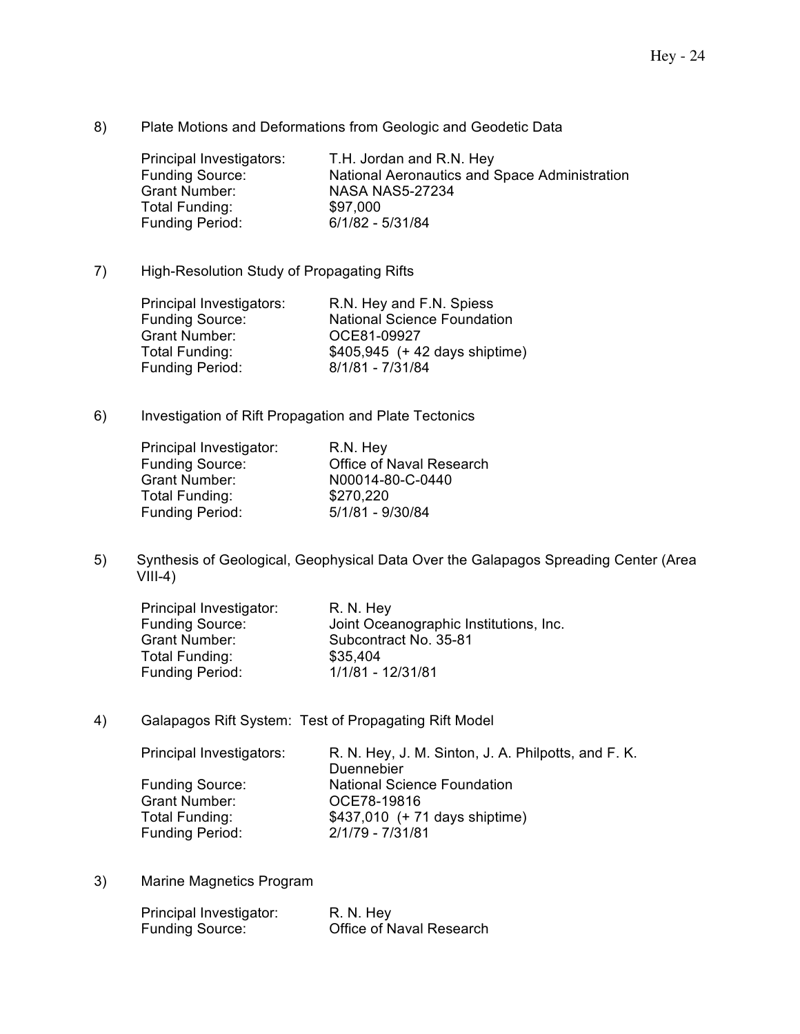8) Plate Motions and Deformations from Geologic and Geodetic Data

| | |
|---|---|
| Principal Investigators: | T.H. Jordan and R.N. Hey |
| Funding Source: | National Aeronautics and Space Administration |
| Grant Number: | NASA NAS5-27234 |
| Total Funding: | $97,000 |
| Funding Period: | 6/1/82 - 5/31/84 |

7) High-Resolution Study of Propagating Rifts

| | |
|---|---|
| Principal Investigators: | R.N. Hey and F.N. Spiess |
| Funding Source: | National Science Foundation |
| Grant Number: | OCE81-09927 |
| Total Funding: | $405,945 (+ 42 days shiptime) |
| Funding Period: | 8/1/81 - 7/31/84 |

6) Investigation of Rift Propagation and Plate Tectonics

| | |
|---|---|
| Principal Investigator: | R.N. Hey |
| Funding Source: | Office of Naval Research |
| Grant Number: | N00014-80-C-0440 |
| Total Funding: | $270,220 |
| Funding Period: | 5/1/81 - 9/30/84 |

5) Synthesis of Geological, Geophysical Data Over the Galapagos Spreading Center (Area VIII-4)

| | |
|---|---|
| Principal Investigator: | R. N. Hey |
| Funding Source: | Joint Oceanographic Institutions, Inc. |
| Grant Number: | Subcontract No. 35-81 |
| Total Funding: | $35,404 |
| Funding Period: | 1/1/81 - 12/31/81 |

4) Galapagos Rift System: Test of Propagating Rift Model

| | |
|---|---|
| Principal Investigators: | R. N. Hey, J. M. Sinton, J. A. Philpotts, and F. K. Duennebier |
| Funding Source: | National Science Foundation |
| Grant Number: | OCE78-19816 |
| Total Funding: | $437,010 (+ 71 days shiptime) |
| Funding Period: | 2/1/79 - 7/31/81 |

3) Marine Magnetics Program

| | |
|---|---|
| Principal Investigator: | R. N. Hey |
| Funding Source: | Office of Naval Research |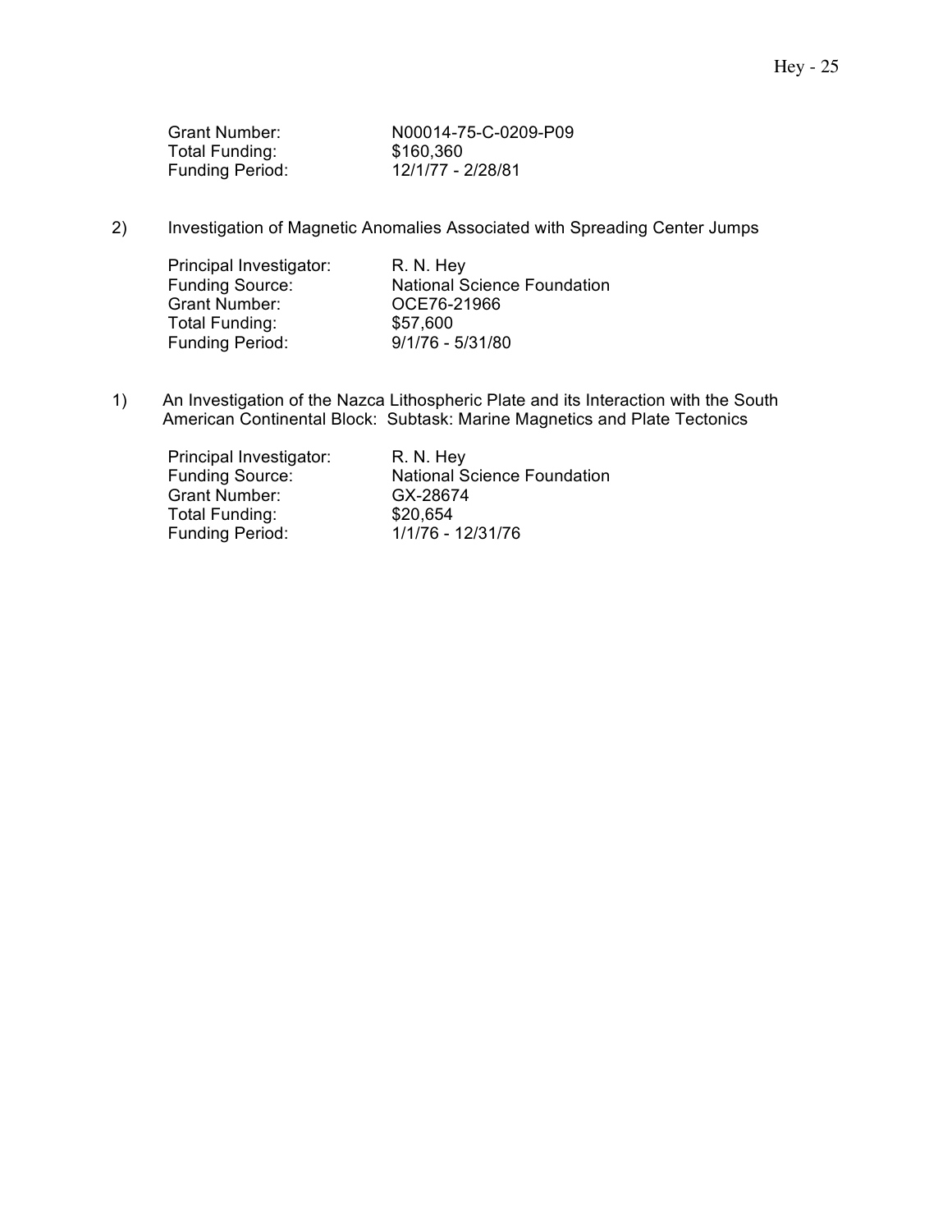Grant Number: N00014-75-C-0209-P09
Total Funding: $160,360
Funding Period: 12/1/77 - 2/28/81

2) Investigation of Magnetic Anomalies Associated with Spreading Center Jumps

Principal Investigator: R. N. Hey
Funding Source: National Science Foundation
Grant Number: OCE76-21966
Total Funding: $57,600
Funding Period: 9/1/76 - 5/31/80

1) An Investigation of the Nazca Lithospheric Plate and its Interaction with the South American Continental Block: Subtask: Marine Magnetics and Plate Tectonics

Principal Investigator: R. N. Hey
Funding Source: National Science Foundation
Grant Number: GX-28674
Total Funding: $20,654
Funding Period: 1/1/76 - 12/31/76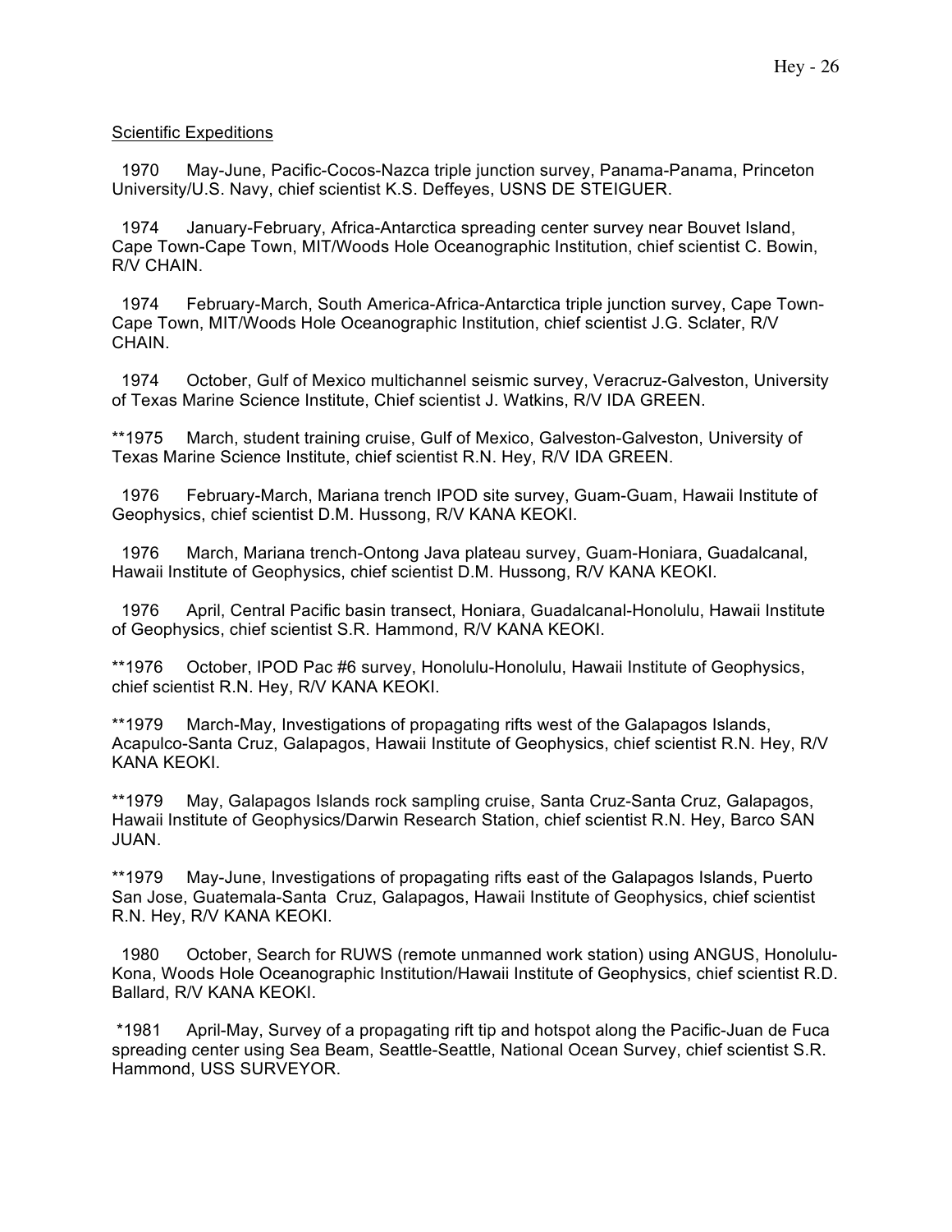Scientific Expeditions

1970 May-June, Pacific-Cocos-Nazca triple junction survey, Panama-Panama, Princeton University/U.S. Navy, chief scientist K.S. Deffeyes, USNS DE STEIGUER.

1974 January-February, Africa-Antarctica spreading center survey near Bouvet Island, Cape Town-Cape Town, MIT/Woods Hole Oceanographic Institution, chief scientist C. Bowin, R/V CHAIN.

1974 February-March, South America-Africa-Antarctica triple junction survey, Cape Town-Cape Town, MIT/Woods Hole Oceanographic Institution, chief scientist J.G. Sclater, R/V CHAIN.

1974 October, Gulf of Mexico multichannel seismic survey, Veracruz-Galveston, University of Texas Marine Science Institute, Chief scientist J. Watkins, R/V IDA GREEN.

**1975 March, student training cruise, Gulf of Mexico, Galveston-Galveston, University of Texas Marine Science Institute, chief scientist R.N. Hey, R/V IDA GREEN.

1976 February-March, Mariana trench IPOD site survey, Guam-Guam, Hawaii Institute of Geophysics, chief scientist D.M. Hussong, R/V KANA KEOKI.

1976 March, Mariana trench-Ontong Java plateau survey, Guam-Honiara, Guadalcanal, Hawaii Institute of Geophysics, chief scientist D.M. Hussong, R/V KANA KEOKI.

1976 April, Central Pacific basin transect, Honiara, Guadalcanal-Honolulu, Hawaii Institute of Geophysics, chief scientist S.R. Hammond, R/V KANA KEOKI.

**1976 October, IPOD Pac #6 survey, Honolulu-Honolulu, Hawaii Institute of Geophysics, chief scientist R.N. Hey, R/V KANA KEOKI.

**1979 March-May, Investigations of propagating rifts west of the Galapagos Islands, Acapulco-Santa Cruz, Galapagos, Hawaii Institute of Geophysics, chief scientist R.N. Hey, R/V KANA KEOKI.

**1979 May, Galapagos Islands rock sampling cruise, Santa Cruz-Santa Cruz, Galapagos, Hawaii Institute of Geophysics/Darwin Research Station, chief scientist R.N. Hey, Barco SAN JUAN.

**1979 May-June, Investigations of propagating rifts east of the Galapagos Islands, Puerto San Jose, Guatemala-Santa Cruz, Galapagos, Hawaii Institute of Geophysics, chief scientist R.N. Hey, R/V KANA KEOKI.

1980 October, Search for RUWS (remote unmanned work station) using ANGUS, Honolulu-Kona, Woods Hole Oceanographic Institution/Hawaii Institute of Geophysics, chief scientist R.D. Ballard, R/V KANA KEOKI.

*1981 April-May, Survey of a propagating rift tip and hotspot along the Pacific-Juan de Fuca spreading center using Sea Beam, Seattle-Seattle, National Ocean Survey, chief scientist S.R. Hammond, USS SURVEYOR.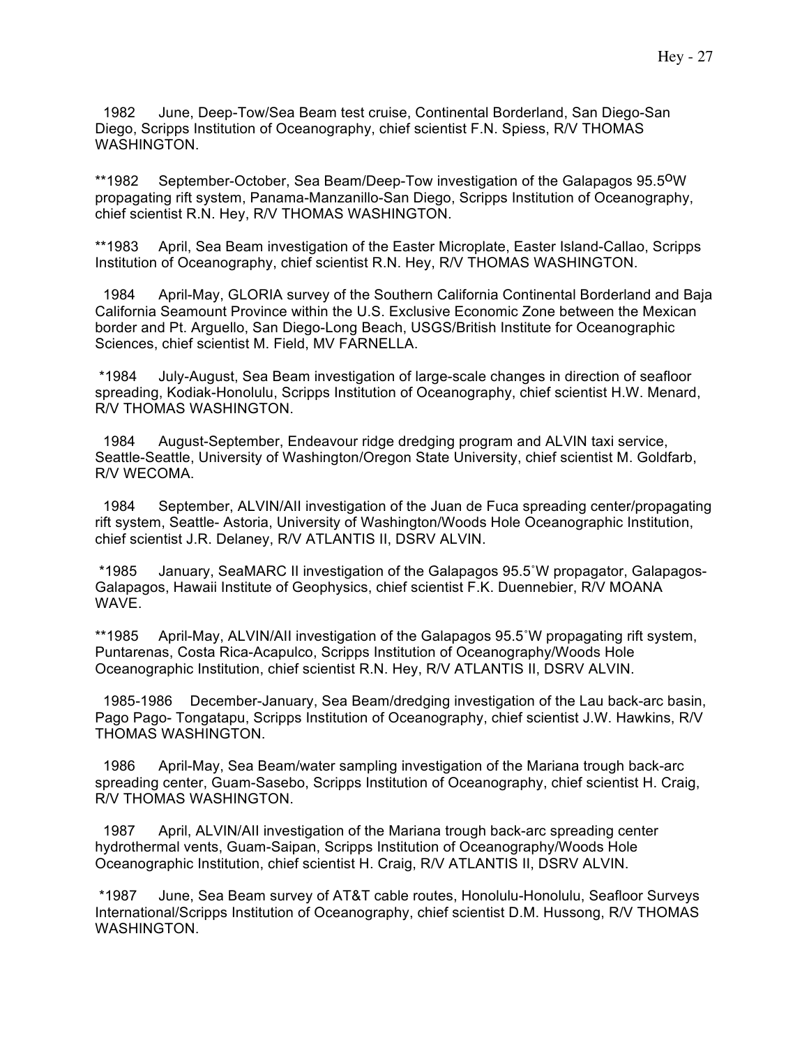1982 June, Deep-Tow/Sea Beam test cruise, Continental Borderland, San Diego-San Diego, Scripps Institution of Oceanography, chief scientist F.N. Spiess, R/V THOMAS WASHINGTON.

**1982 September-October, Sea Beam/Deep-Tow investigation of the Galapagos 95.5$^{o}$W propagating rift system, Panama-Manzanillo-San Diego, Scripps Institution of Oceanography, chief scientist R.N. Hey, R/V THOMAS WASHINGTON.

**1983 April, Sea Beam investigation of the Easter Microplate, Easter Island-Callao, Scripps Institution of Oceanography, chief scientist R.N. Hey, R/V THOMAS WASHINGTON.

1984 April-May, GLORIA survey of the Southern California Continental Borderland and Baja California Seamount Province within the U.S. Exclusive Economic Zone between the Mexican border and Pt. Arguello, San Diego-Long Beach, USGS/British Institute for Oceanographic Sciences, chief scientist M. Field, MV FARNELLA.

*1984 July-August, Sea Beam investigation of large-scale changes in direction of seafloor spreading, Kodiak-Honolulu, Scripps Institution of Oceanography, chief scientist H.W. Menard, R/V THOMAS WASHINGTON.

1984 August-September, Endeavour ridge dredging program and ALVIN taxi service, Seattle-Seattle, University of Washington/Oregon State University, chief scientist M. Goldfarb, R/V WECOMA.

1984 September, ALVIN/AII investigation of the Juan de Fuca spreading center/propagating rift system, Seattle- Astoria, University of Washington/Woods Hole Oceanographic Institution, chief scientist J.R. Delaney, R/V ATLANTIS II, DSRV ALVIN.

*1985 January, SeaMARC II investigation of the Galapagos 95.5˚W propagator, Galapagos-Galapagos, Hawaii Institute of Geophysics, chief scientist F.K. Duennebier, R/V MOANA WAVE.

**1985 April-May, ALVIN/AII investigation of the Galapagos 95.5˚W propagating rift system, Puntarenas, Costa Rica-Acapulco, Scripps Institution of Oceanography/Woods Hole Oceanographic Institution, chief scientist R.N. Hey, R/V ATLANTIS II, DSRV ALVIN.

1985-1986 December-January, Sea Beam/dredging investigation of the Lau back-arc basin, Pago Pago- Tongatapu, Scripps Institution of Oceanography, chief scientist J.W. Hawkins, R/V THOMAS WASHINGTON.

1986 April-May, Sea Beam/water sampling investigation of the Mariana trough back-arc spreading center, Guam-Sasebo, Scripps Institution of Oceanography, chief scientist H. Craig, R/V THOMAS WASHINGTON.

1987 April, ALVIN/AII investigation of the Mariana trough back-arc spreading center hydrothermal vents, Guam-Saipan, Scripps Institution of Oceanography/Woods Hole Oceanographic Institution, chief scientist H. Craig, R/V ATLANTIS II, DSRV ALVIN.

*1987 June, Sea Beam survey of AT&T cable routes, Honolulu-Honolulu, Seafloor Surveys International/Scripps Institution of Oceanography, chief scientist D.M. Hussong, R/V THOMAS WASHINGTON.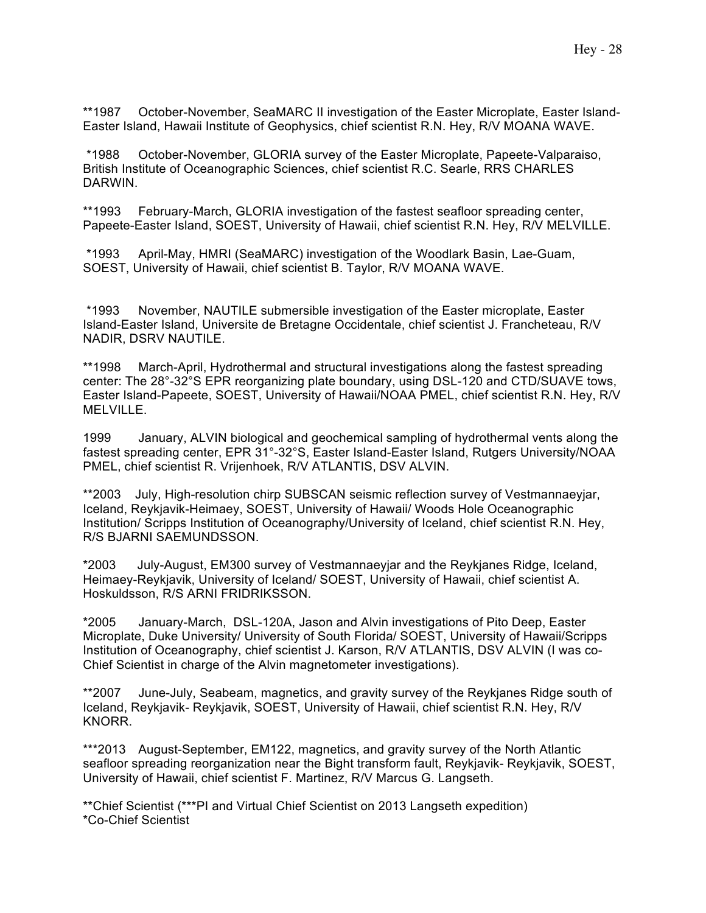**1987 October-November, SeaMARC II investigation of the Easter Microplate, Easter Island-Easter Island, Hawaii Institute of Geophysics, chief scientist R.N. Hey, R/V MOANA WAVE.

*1988 October-November, GLORIA survey of the Easter Microplate, Papeete-Valparaiso, British Institute of Oceanographic Sciences, chief scientist R.C. Searle, RRS CHARLES DARWIN.

**1993 February-March, GLORIA investigation of the fastest seafloor spreading center, Papeete-Easter Island, SOEST, University of Hawaii, chief scientist R.N. Hey, R/V MELVILLE.

*1993 April-May, HMRI (SeaMARC) investigation of the Woodlark Basin, Lae-Guam, SOEST, University of Hawaii, chief scientist B. Taylor, R/V MOANA WAVE.

*1993 November, NAUTILE submersible investigation of the Easter microplate, Easter Island-Easter Island, Universite de Bretagne Occidentale, chief scientist J. Francheteau, R/V NADIR, DSRV NAUTILE.

**1998 March-April, Hydrothermal and structural investigations along the fastest spreading center: The 28°-32°S EPR reorganizing plate boundary, using DSL-120 and CTD/SUAVE tows, Easter Island-Papeete, SOEST, University of Hawaii/NOAA PMEL, chief scientist R.N. Hey, R/V MELVILLE.

1999 January, ALVIN biological and geochemical sampling of hydrothermal vents along the fastest spreading center, EPR 31°-32°S, Easter Island-Easter Island, Rutgers University/NOAA PMEL, chief scientist R. Vrijenhoek, R/V ATLANTIS, DSV ALVIN.

**2003 July, High-resolution chirp SUBSCAN seismic reflection survey of Vestmannaeyjar, Iceland, Reykjavik-Heimaey, SOEST, University of Hawaii/ Woods Hole Oceanographic Institution/ Scripps Institution of Oceanography/University of Iceland, chief scientist R.N. Hey, R/S BJARNI SAEMUNDSSON.

*2003 July-August, EM300 survey of Vestmannaeyjar and the Reykjanes Ridge, Iceland, Heimaey-Reykjavik, University of Iceland/ SOEST, University of Hawaii, chief scientist A. Hoskuldsson, R/S ARNI FRIDRIKSSON.

*2005 January-March, DSL-120A, Jason and Alvin investigations of Pito Deep, Easter Microplate, Duke University/ University of South Florida/ SOEST, University of Hawaii/Scripps Institution of Oceanography, chief scientist J. Karson, R/V ATLANTIS, DSV ALVIN (I was co-Chief Scientist in charge of the Alvin magnetometer investigations).

**2007 June-July, Seabeam, magnetics, and gravity survey of the Reykjanes Ridge south of Iceland, Reykjavik- Reykjavik, SOEST, University of Hawaii, chief scientist R.N. Hey, R/V KNORR.

***2013 August-September, EM122, magnetics, and gravity survey of the North Atlantic seafloor spreading reorganization near the Bight transform fault, Reykjavik- Reykjavik, SOEST, University of Hawaii, chief scientist F. Martinez, R/V Marcus G. Langseth.

**Chief Scientist (***PI and Virtual Chief Scientist on 2013 Langseth expedition)
*Co-Chief Scientist